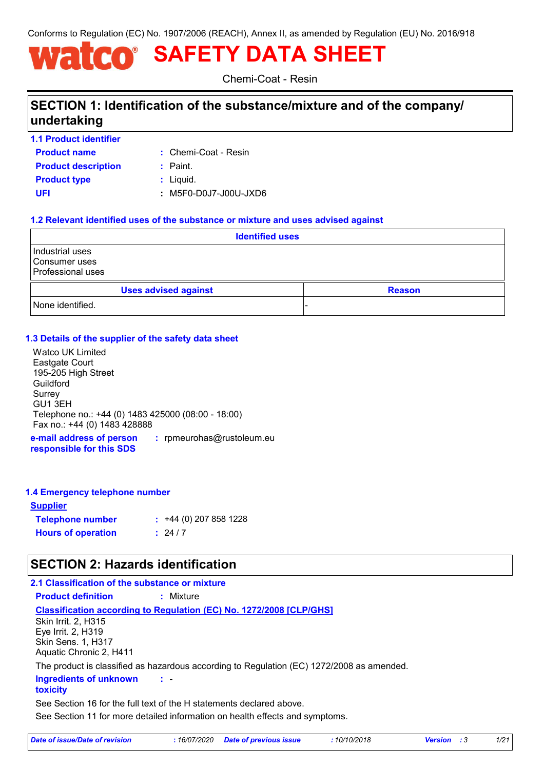Conforms to Regulation (EC) No. 1907/2006 (REACH), Annex II, as amended by Regulation (EU) No. 2016/918

# watco® SAFETY DATA SHEET

Chemi-Coat - Resin

## SECTION 1: Identification of the substance/mixture and of the company/undertaking

### 1.1 Product identifier

**Product name** : Chemi-Coat - Resin

**Product description** : Paint.

**Product type** : Liquid.

**UFI** : M5F0-D0J7-J00U-JXD6

### 1.2 Relevant identified uses of the substance or mixture and uses advised against

| Identified uses |
|---|
| Industrial uses<br>Consumer uses<br>Professional uses |

| Uses advised against | Reason |
|---|---|
| None identified. | - |

### 1.3 Details of the supplier of the safety data sheet

Watco UK Limited
Eastgate Court
195-205 High Street
Guildford
Surrey
GU1 3EH
Telephone no.: +44 (0) 1483 425000 (08:00 - 18:00)
Fax no.: +44 (0) 1483 428888

**e-mail address of person responsible for this SDS** : rpmeurohas@rustoleum.eu

### 1.4 Emergency telephone number

**Supplier**

**Telephone number** : +44 (0) 207 858 1228

**Hours of operation** : 24 / 7

## SECTION 2: Hazards identification

### 2.1 Classification of the substance or mixture

**Product definition** : Mixture

**Classification according to Regulation (EC) No. 1272/2008 [CLP/GHS]**

Skin Irrit. 2, H315
Eye Irrit. 2, H319
Skin Sens. 1, H317
Aquatic Chronic 2, H411

The product is classified as hazardous according to Regulation (EC) 1272/2008 as amended.

**Ingredients of unknown toxicity** : -

See Section 16 for the full text of the H statements declared above.

See Section 11 for more detailed information on health effects and symptoms.

*Date of issue/Date of revision* : 16/07/2020 *Date of previous issue* : 10/10/2018 *Version* : 3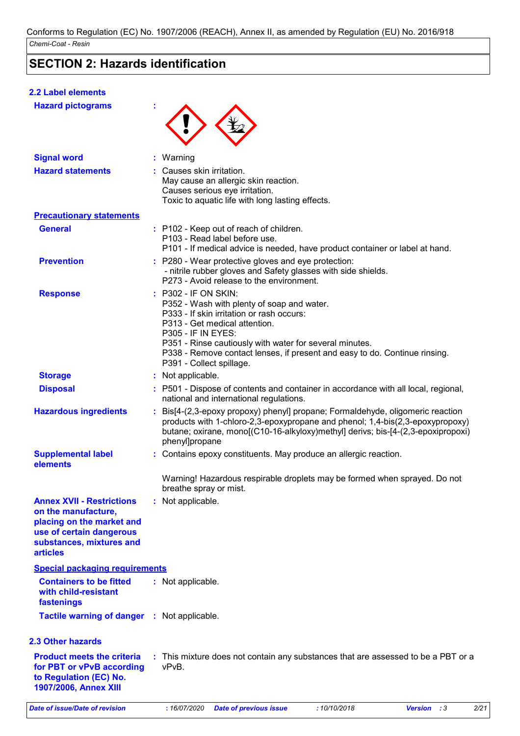Conforms to Regulation (EC) No. 1907/2006 (REACH), Annex II, as amended by Regulation (EU) No. 2016/918

*Chemi-Coat - Resin*

# SECTION 2: Hazards identification

## 2.2 Label elements

**Hazard pictograms** :

**Signal word** : Warning

**Hazard statements** : Causes skin irritation.
May cause an allergic skin reaction.
Causes serious eye irritation.
Toxic to aquatic life with long lasting effects.

**Precautionary statements**

**General** : P102 - Keep out of reach of children.
P103 - Read label before use.
P101 - If medical advice is needed, have product container or label at hand.

**Prevention** : P280 - Wear protective gloves and eye protection:
- nitrile rubber gloves and Safety glasses with side shields.
P273 - Avoid release to the environment.

**Response** : P302 - IF ON SKIN:
P352 - Wash with plenty of soap and water.
P333 - If skin irritation or rash occurs:
P313 - Get medical attention.
P305 - IF IN EYES:
P351 - Rinse cautiously with water for several minutes.
P338 - Remove contact lenses, if present and easy to do. Continue rinsing.
P391 - Collect spillage.

**Storage** : Not applicable.

**Disposal** : P501 - Dispose of contents and container in accordance with all local, regional, national and international regulations.

**Hazardous ingredients** : Bis[4-(2,3-epoxy propoxy) phenyl] propane; Formaldehyde, oligomeric reaction products with 1-chloro-2,3-epoxypropane and phenol; 1,4-bis(2,3-epoxypropoxy) butane; oxirane, mono[(C10-16-alkyloxy)methyl] derivs; bis-[4-(2,3-epoxipropoxi) phenyl]propane

**Supplemental label elements** : Contains epoxy constituents. May produce an allergic reaction.

Warning! Hazardous respirable droplets may be formed when sprayed. Do not breathe spray or mist.

**Annex XVII - Restrictions on the manufacture, placing on the market and use of certain dangerous substances, mixtures and articles** : Not applicable.

**Special packaging requirements**

**Containers to be fitted with child-resistant fastenings** : Not applicable.

**Tactile warning of danger** : Not applicable.

## 2.3 Other hazards

**Product meets the criteria for PBT or vPvB according to Regulation (EC) No. 1907/2006, Annex XIII** : This mixture does not contain any substances that are assessed to be a PBT or a vPvB.

*Date of issue/Date of revision* : 16/07/2020 *Date of previous issue* : 10/10/2018 *Version* : 3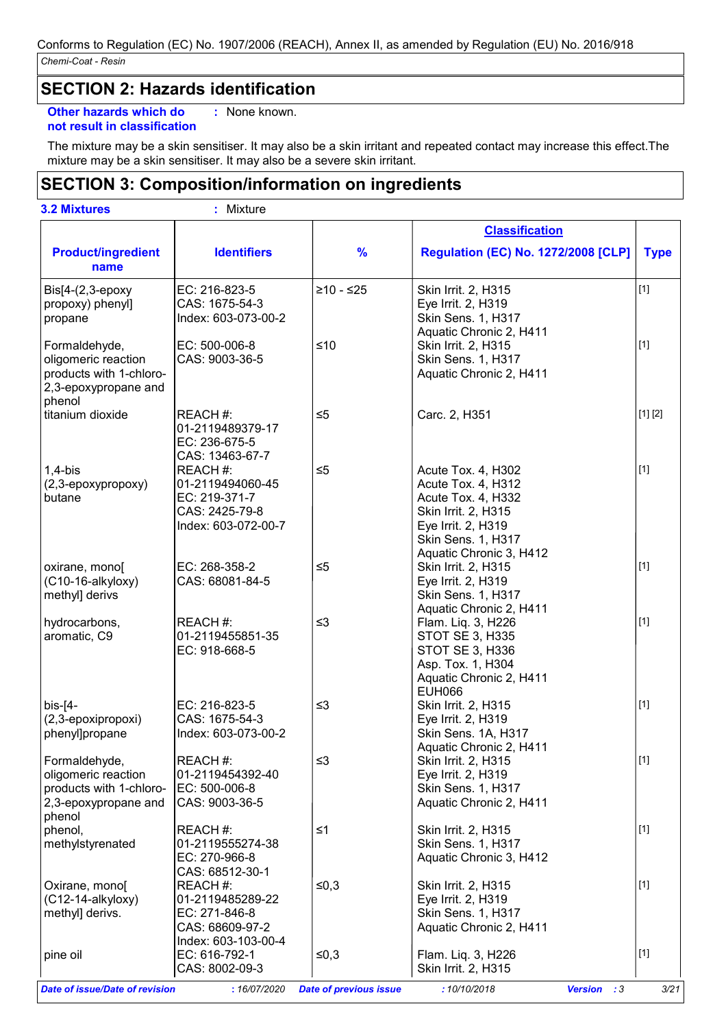Conforms to Regulation (EC) No. 1907/2006 (REACH), Annex II, as amended by Regulation (EU) No. 2016/918

*Chemi-Coat - Resin*

## SECTION 2: Hazards identification

**Other hazards which do not result in classification** : None known.

The mixture may be a skin sensitiser. It may also be a skin irritant and repeated contact may increase this effect.The mixture may be a skin sensitiser. It may also be a severe skin irritant.

## SECTION 3: Composition/information on ingredients

**3.2 Mixtures** : Mixture

| Product/ingredient name | Identifiers | % | Classification<br>Regulation (EC) No. 1272/2008 [CLP] | Type |
|---|---|---|---|---|
| Bis[4-(2,3-epoxy propoxy) phenyl] propane | EC: 216-823-5<br>CAS: 1675-54-3<br>Index: 603-073-00-2 | ≥10 - ≤25 | Skin Irrit. 2, H315<br>Eye Irrit. 2, H319<br>Skin Sens. 1, H317<br>Aquatic Chronic 2, H411 | [1] |
| Formaldehyde, oligomeric reaction products with 1-chloro-2,3-epoxypropane and phenol | EC: 500-006-8<br>CAS: 9003-36-5 | ≤10 | Skin Irrit. 2, H315<br>Skin Sens. 1, H317<br>Aquatic Chronic 2, H411 | [1] |
| titanium dioxide | REACH #: 01-2119489379-17<br>EC: 236-675-5<br>CAS: 13463-67-7 | ≤5 | Carc. 2, H351 | [1] [2] |
| 1,4-bis (2,3-epoxypropoxy) butane | REACH #: 01-2119494060-45<br>EC: 219-371-7<br>CAS: 2425-79-8<br>Index: 603-072-00-7 | ≤5 | Acute Tox. 4, H302<br>Acute Tox. 4, H312<br>Acute Tox. 4, H332<br>Skin Irrit. 2, H315<br>Eye Irrit. 2, H319<br>Skin Sens. 1, H317<br>Aquatic Chronic 3, H412 | [1] |
| oxirane, mono[ (C10-16-alkyloxy) methyl] derivs | EC: 268-358-2<br>CAS: 68081-84-5 | ≤5 | Skin Irrit. 2, H315<br>Eye Irrit. 2, H319<br>Skin Sens. 1, H317<br>Aquatic Chronic 2, H411 | [1] |
| hydrocarbons, aromatic, C9 | REACH #: 01-2119455851-35<br>EC: 918-668-5 | ≤3 | Flam. Liq. 3, H226<br>STOT SE 3, H335<br>STOT SE 3, H336<br>Asp. Tox. 1, H304<br>Aquatic Chronic 2, H411<br>EUH066 | [1] |
| bis-[4-(2,3-epoxipropoxi) phenyl]propane | EC: 216-823-5<br>CAS: 1675-54-3<br>Index: 603-073-00-2 | ≤3 | Skin Irrit. 2, H315<br>Eye Irrit. 2, H319<br>Skin Sens. 1A, H317<br>Aquatic Chronic 2, H411 | [1] |
| Formaldehyde, oligomeric reaction products with 1-chloro-2,3-epoxypropane and phenol | REACH #: 01-2119454392-40<br>EC: 500-006-8<br>CAS: 9003-36-5 | ≤3 | Skin Irrit. 2, H315<br>Eye Irrit. 2, H319<br>Skin Sens. 1, H317<br>Aquatic Chronic 2, H411 | [1] |
| phenol, methylstyrenated | REACH #: 01-2119555274-38<br>EC: 270-966-8<br>CAS: 68512-30-1 | ≤1 | Skin Irrit. 2, H315<br>Skin Sens. 1, H317<br>Aquatic Chronic 3, H412 | [1] |
| Oxirane, mono[ (C12-14-alkyloxy) methyl] derivs. | REACH #: 01-2119485289-22<br>EC: 271-846-8<br>CAS: 68609-97-2<br>Index: 603-103-00-4 | ≤0,3 | Skin Irrit. 2, H315<br>Eye Irrit. 2, H319<br>Skin Sens. 1, H317<br>Aquatic Chronic 2, H411 | [1] |
| pine oil | EC: 616-792-1<br>CAS: 8002-09-3 | ≤0,3 | Flam. Liq. 3, H226<br>Skin Irrit. 2, H315 | [1] |

*Date of issue/Date of revision* : 16/07/2020 *Date of previous issue* : 10/10/2018 *Version* : 3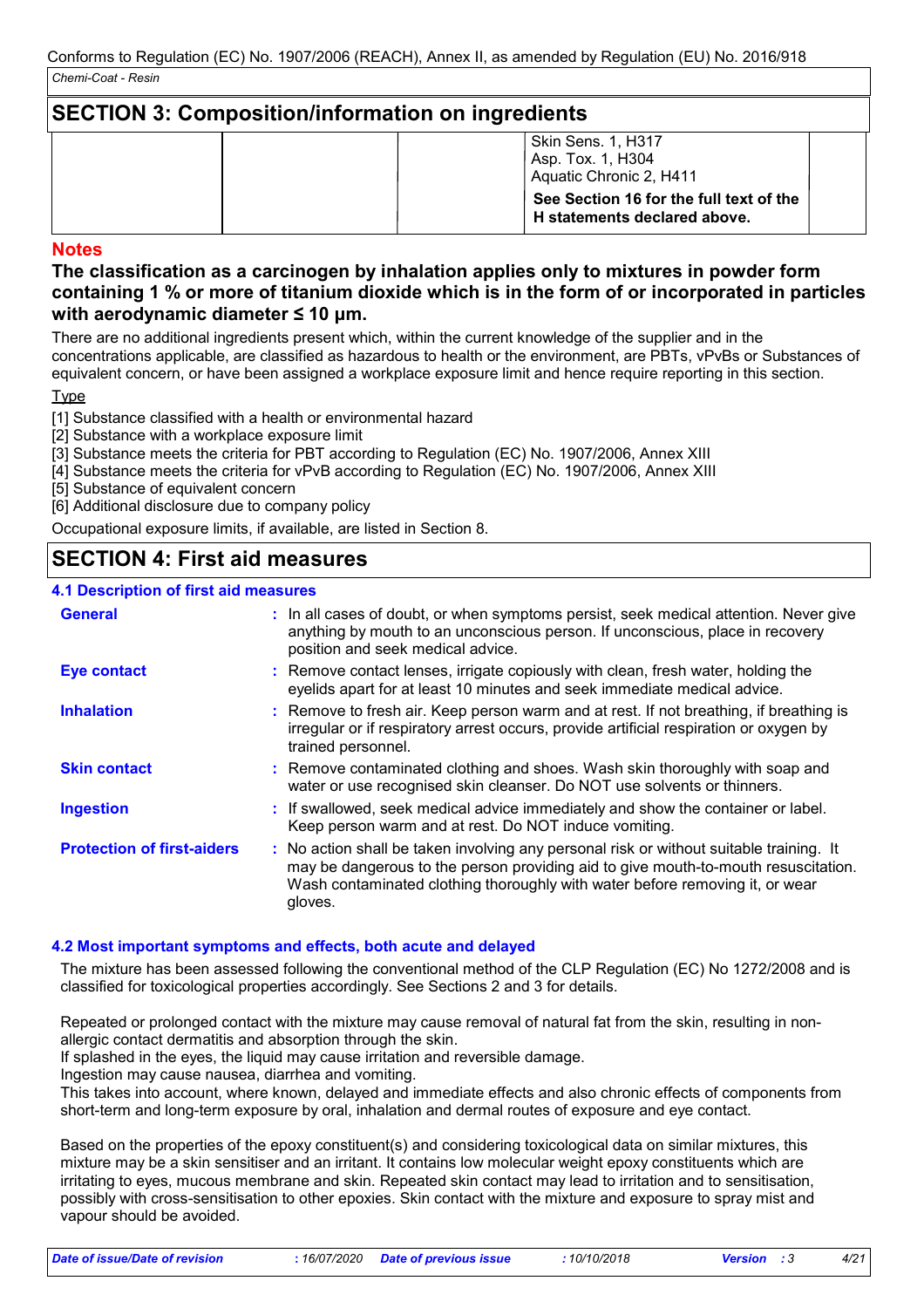## SECTION 3: Composition/information on ingredients

| | | | | |
|---|---|---|---|---|
| | | | Skin Sens. 1, H317<br>Asp. Tox. 1, H304<br>Aquatic Chronic 2, H411<br>**See Section 16 for the full text of the H statements declared above.** | |

### Notes

**The classification as a carcinogen by inhalation applies only to mixtures in powder form containing 1 % or more of titanium dioxide which is in the form of or incorporated in particles with aerodynamic diameter ≤ 10 μm.**

There are no additional ingredients present which, within the current knowledge of the supplier and in the concentrations applicable, are classified as hazardous to health or the environment, are PBTs, vPvBs or Substances of equivalent concern, or have been assigned a workplace exposure limit and hence require reporting in this section.

Type

[1] Substance classified with a health or environmental hazard
[2] Substance with a workplace exposure limit
[3] Substance meets the criteria for PBT according to Regulation (EC) No. 1907/2006, Annex XIII
[4] Substance meets the criteria for vPvB according to Regulation (EC) No. 1907/2006, Annex XIII
[5] Substance of equivalent concern
[6] Additional disclosure due to company policy

Occupational exposure limits, if available, are listed in Section 8.

## SECTION 4: First aid measures

### 4.1 Description of first aid measures

**General** : In all cases of doubt, or when symptoms persist, seek medical attention. Never give anything by mouth to an unconscious person. If unconscious, place in recovery position and seek medical advice.

**Eye contact** : Remove contact lenses, irrigate copiously with clean, fresh water, holding the eyelids apart for at least 10 minutes and seek immediate medical advice.

**Inhalation** : Remove to fresh air. Keep person warm and at rest. If not breathing, if breathing is irregular or if respiratory arrest occurs, provide artificial respiration or oxygen by trained personnel.

**Skin contact** : Remove contaminated clothing and shoes. Wash skin thoroughly with soap and water or use recognised skin cleanser. Do NOT use solvents or thinners.

**Ingestion** : If swallowed, seek medical advice immediately and show the container or label. Keep person warm and at rest. Do NOT induce vomiting.

**Protection of first-aiders** : No action shall be taken involving any personal risk or without suitable training. It may be dangerous to the person providing aid to give mouth-to-mouth resuscitation. Wash contaminated clothing thoroughly with water before removing it, or wear gloves.

### 4.2 Most important symptoms and effects, both acute and delayed

The mixture has been assessed following the conventional method of the CLP Regulation (EC) No 1272/2008 and is classified for toxicological properties accordingly. See Sections 2 and 3 for details.

Repeated or prolonged contact with the mixture may cause removal of natural fat from the skin, resulting in non-allergic contact dermatitis and absorption through the skin.
If splashed in the eyes, the liquid may cause irritation and reversible damage.
Ingestion may cause nausea, diarrhea and vomiting.
This takes into account, where known, delayed and immediate effects and also chronic effects of components from short-term and long-term exposure by oral, inhalation and dermal routes of exposure and eye contact.

Based on the properties of the epoxy constituent(s) and considering toxicological data on similar mixtures, this mixture may be a skin sensitiser and an irritant. It contains low molecular weight epoxy constituents which are irritating to eyes, mucous membrane and skin. Repeated skin contact may lead to irritation and to sensitisation, possibly with cross-sensitisation to other epoxies. Skin contact with the mixture and exposure to spray mist and vapour should be avoided.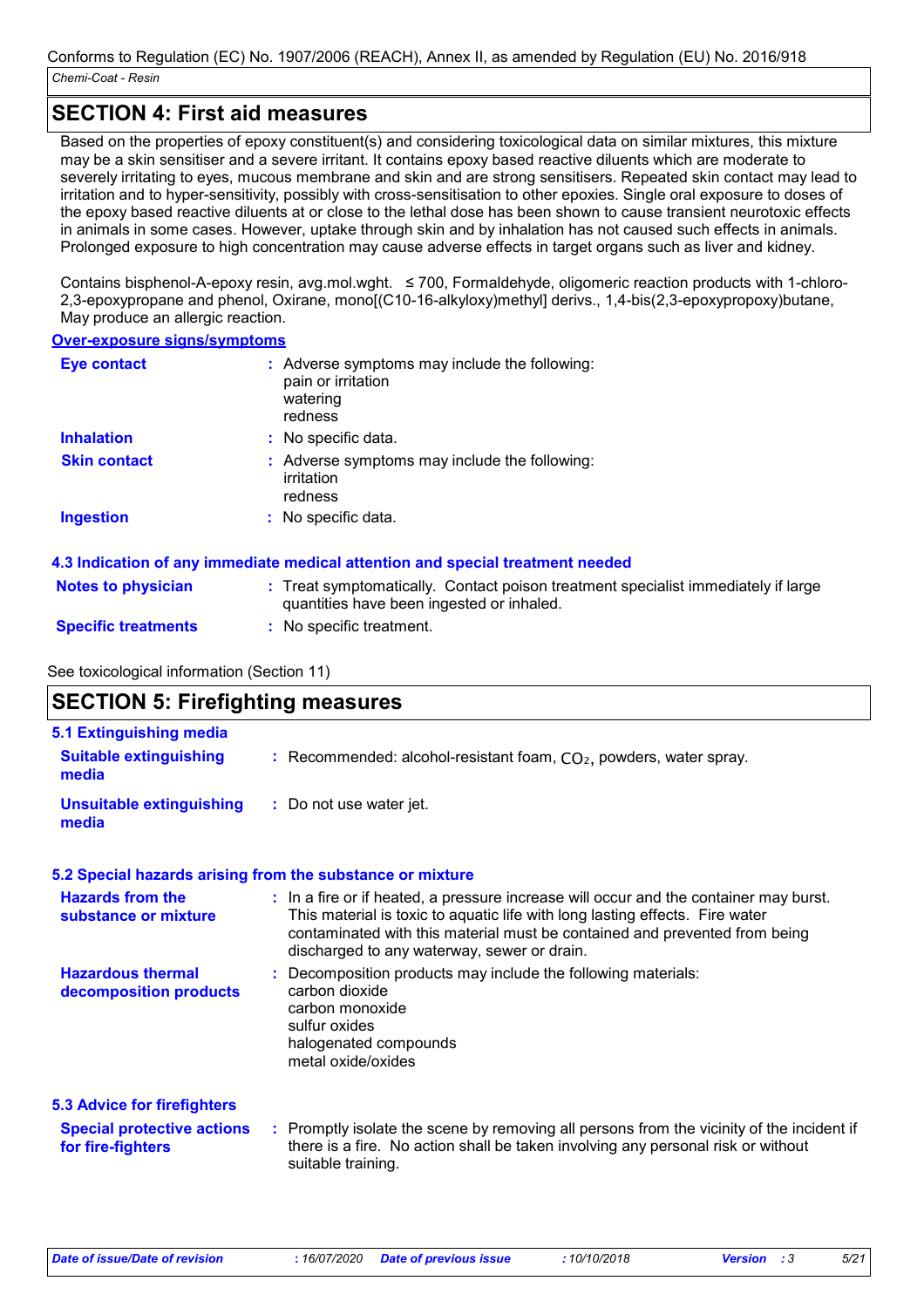## SECTION 4: First aid measures

Based on the properties of epoxy constituent(s) and considering toxicological data on similar mixtures, this mixture may be a skin sensitiser and a severe irritant. It contains epoxy based reactive diluents which are moderate to severely irritating to eyes, mucous membrane and skin and are strong sensitisers. Repeated skin contact may lead to irritation and to hyper-sensitivity, possibly with cross-sensitisation to other epoxies. Single oral exposure to doses of the epoxy based reactive diluents at or close to the lethal dose has been shown to cause transient neurotoxic effects in animals in some cases. However, uptake through skin and by inhalation has not caused such effects in animals. Prolonged exposure to high concentration may cause adverse effects in target organs such as liver and kidney.

Contains bisphenol-A-epoxy resin, avg.mol.wght. ≤ 700, Formaldehyde, oligomeric reaction products with 1-chloro-2,3-epoxypropane and phenol, Oxirane, mono[(C10-16-alkyloxy)methyl] derivs., 1,4-bis(2,3-epoxypropoxy)butane, May produce an allergic reaction.

### Over-exposure signs/symptoms

**Eye contact** : Adverse symptoms may include the following:
pain or irritation
watering
redness

**Inhalation** : No specific data.

**Skin contact** : Adverse symptoms may include the following:
irritation
redness

**Ingestion** : No specific data.

### 4.3 Indication of any immediate medical attention and special treatment needed

**Notes to physician** : Treat symptomatically. Contact poison treatment specialist immediately if large quantities have been ingested or inhaled.

**Specific treatments** : No specific treatment.

See toxicological information (Section 11)

## SECTION 5: Firefighting measures

### 5.1 Extinguishing media

**Suitable extinguishing media** : Recommended: alcohol-resistant foam, $CO_2$, powders, water spray.

**Unsuitable extinguishing media** : Do not use water jet.

### 5.2 Special hazards arising from the substance or mixture

**Hazards from the substance or mixture** : In a fire or if heated, a pressure increase will occur and the container may burst. This material is toxic to aquatic life with long lasting effects. Fire water contaminated with this material must be contained and prevented from being discharged to any waterway, sewer or drain.

**Hazardous thermal decomposition products** : Decomposition products may include the following materials:
carbon dioxide
carbon monoxide
sulfur oxides
halogenated compounds
metal oxide/oxides

### 5.3 Advice for firefighters

**Special protective actions for fire-fighters** : Promptly isolate the scene by removing all persons from the vicinity of the incident if there is a fire. No action shall be taken involving any personal risk or without suitable training.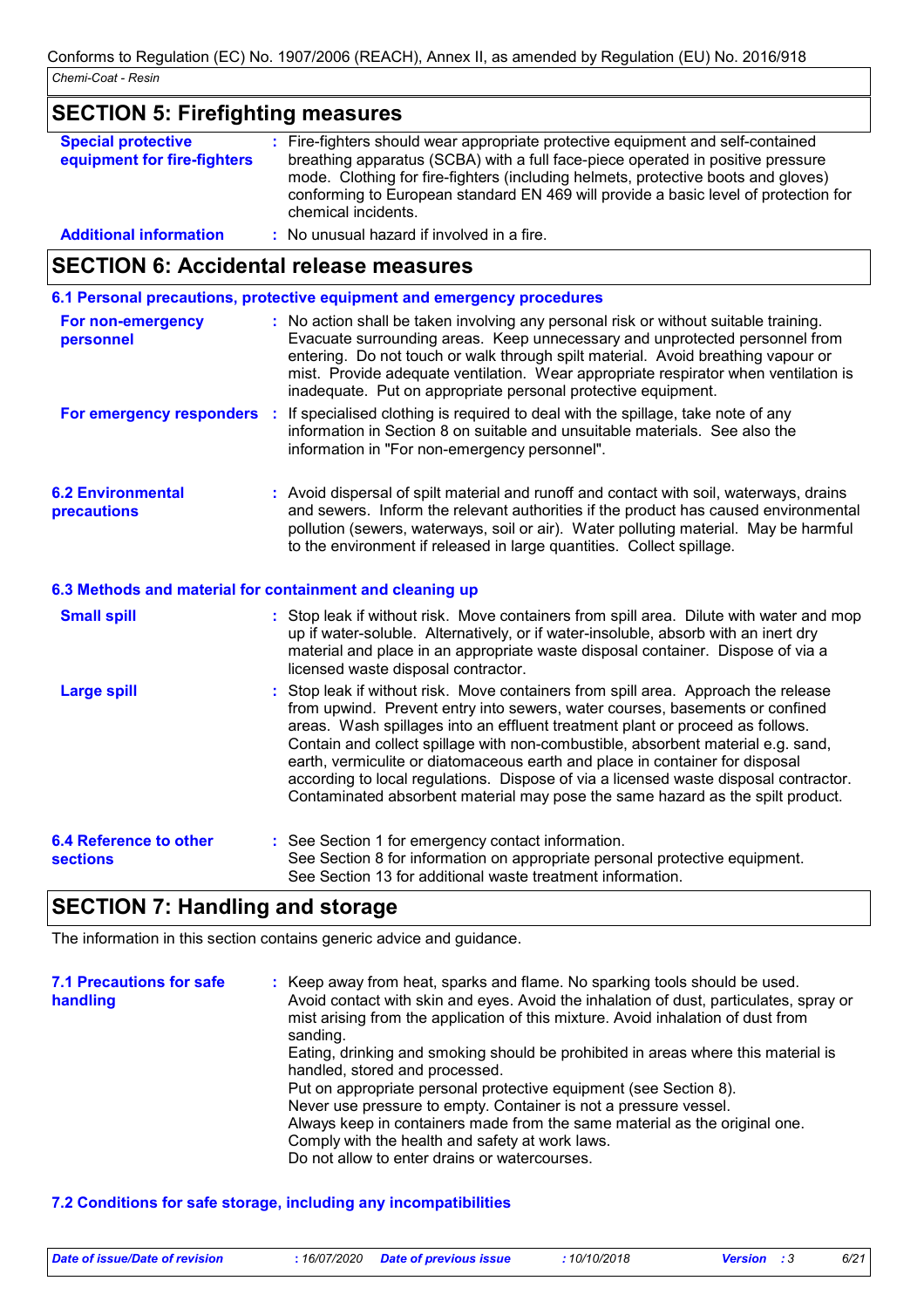## SECTION 5: Firefighting measures

**Special protective equipment for fire-fighters** : Fire-fighters should wear appropriate protective equipment and self-contained breathing apparatus (SCBA) with a full face-piece operated in positive pressure mode. Clothing for fire-fighters (including helmets, protective boots and gloves) conforming to European standard EN 469 will provide a basic level of protection for chemical incidents.

**Additional information** : No unusual hazard if involved in a fire.

## SECTION 6: Accidental release measures

### 6.1 Personal precautions, protective equipment and emergency procedures

**For non-emergency personnel** : No action shall be taken involving any personal risk or without suitable training. Evacuate surrounding areas. Keep unnecessary and unprotected personnel from entering. Do not touch or walk through spilt material. Avoid breathing vapour or mist. Provide adequate ventilation. Wear appropriate respirator when ventilation is inadequate. Put on appropriate personal protective equipment.

**For emergency responders** : If specialised clothing is required to deal with the spillage, take note of any information in Section 8 on suitable and unsuitable materials. See also the information in "For non-emergency personnel".

**6.2 Environmental precautions** : Avoid dispersal of spilt material and runoff and contact with soil, waterways, drains and sewers. Inform the relevant authorities if the product has caused environmental pollution (sewers, waterways, soil or air). Water polluting material. May be harmful to the environment if released in large quantities. Collect spillage.

### 6.3 Methods and material for containment and cleaning up

**Small spill** : Stop leak if without risk. Move containers from spill area. Dilute with water and mop up if water-soluble. Alternatively, or if water-insoluble, absorb with an inert dry material and place in an appropriate waste disposal container. Dispose of via a licensed waste disposal contractor.

**Large spill** : Stop leak if without risk. Move containers from spill area. Approach the release from upwind. Prevent entry into sewers, water courses, basements or confined areas. Wash spillages into an effluent treatment plant or proceed as follows. Contain and collect spillage with non-combustible, absorbent material e.g. sand, earth, vermiculite or diatomaceous earth and place in container for disposal according to local regulations. Dispose of via a licensed waste disposal contractor. Contaminated absorbent material may pose the same hazard as the spilt product.

**6.4 Reference to other sections** : See Section 1 for emergency contact information.
See Section 8 for information on appropriate personal protective equipment.
See Section 13 for additional waste treatment information.

## SECTION 7: Handling and storage

The information in this section contains generic advice and guidance.

**7.1 Precautions for safe handling** : Keep away from heat, sparks and flame. No sparking tools should be used.
Avoid contact with skin and eyes. Avoid the inhalation of dust, particulates, spray or mist arising from the application of this mixture. Avoid inhalation of dust from sanding.
Eating, drinking and smoking should be prohibited in areas where this material is handled, stored and processed.
Put on appropriate personal protective equipment (see Section 8).
Never use pressure to empty. Container is not a pressure vessel.
Always keep in containers made from the same material as the original one.
Comply with the health and safety at work laws.
Do not allow to enter drains or watercourses.

### 7.2 Conditions for safe storage, including any incompatibilities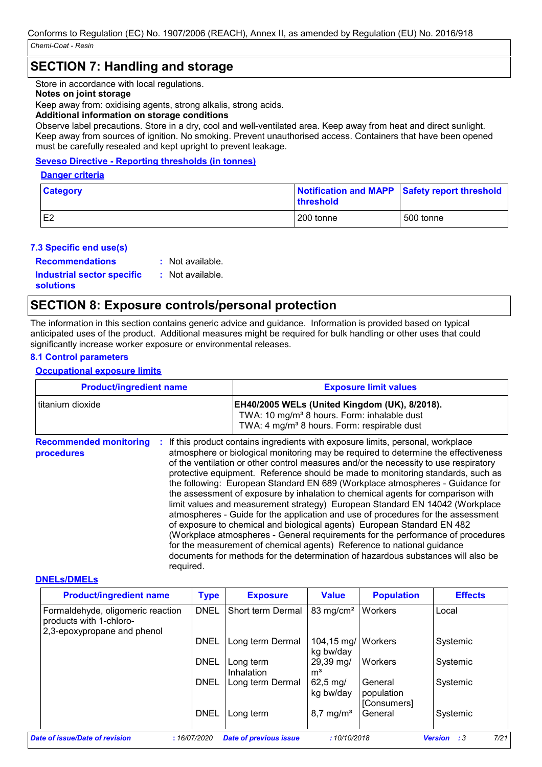## SECTION 7: Handling and storage

Store in accordance with local regulations.

**Notes on joint storage**

Keep away from: oxidising agents, strong alkalis, strong acids.

**Additional information on storage conditions**

Observe label precautions. Store in a dry, cool and well-ventilated area. Keep away from heat and direct sunlight. Keep away from sources of ignition. No smoking. Prevent unauthorised access. Containers that have been opened must be carefully resealed and kept upright to prevent leakage.

**Seveso Directive - Reporting thresholds (in tonnes)**

**Danger criteria**

| Category | Notification and MAPP threshold | Safety report threshold |
|---|---|---|
| E2 | 200 tonne | 500 tonne |

### 7.3 Specific end use(s)

**Recommendations** : Not available.

**Industrial sector specific solutions** : Not available.

## SECTION 8: Exposure controls/personal protection

The information in this section contains generic advice and guidance. Information is provided based on typical anticipated uses of the product. Additional measures might be required for bulk handling or other uses that could significantly increase worker exposure or environmental releases.

### 8.1 Control parameters

**Occupational exposure limits**

| Product/ingredient name | Exposure limit values |
|---|---|
| titanium dioxide | **EH40/2005 WELs (United Kingdom (UK), 8/2018).**<br>TWA: 10 mg/m³ 8 hours. Form: inhalable dust<br>TWA: 4 mg/m³ 8 hours. Form: respirable dust |

**Recommended monitoring procedures** : If this product contains ingredients with exposure limits, personal, workplace atmosphere or biological monitoring may be required to determine the effectiveness of the ventilation or other control measures and/or the necessity to use respiratory protective equipment. Reference should be made to monitoring standards, such as the following: European Standard EN 689 (Workplace atmospheres - Guidance for the assessment of exposure by inhalation to chemical agents for comparison with limit values and measurement strategy) European Standard EN 14042 (Workplace atmospheres - Guide for the application and use of procedures for the assessment of exposure to chemical and biological agents) European Standard EN 482 (Workplace atmospheres - General requirements for the performance of procedures for the measurement of chemical agents) Reference to national guidance documents for methods for the determination of hazardous substances will also be required.

**DNELs/DMELs**

| Product/ingredient name | Type | Exposure | Value | Population | Effects |
|---|---|---|---|---|---|
| Formaldehyde, oligomeric reaction products with 1-chloro-2,3-epoxypropane and phenol | DNEL | Short term Dermal | 83 mg/cm² | Workers | Local |
| | DNEL | Long term Dermal | 104,15 mg/kg bw/day | Workers | Systemic |
| | DNEL | Long term Inhalation | 29,39 mg/m³ | Workers | Systemic |
| | DNEL | Long term Dermal | 62,5 mg/kg bw/day | General population [Consumers] | Systemic |
| | DNEL | Long term | 8,7 mg/m³ | General | Systemic |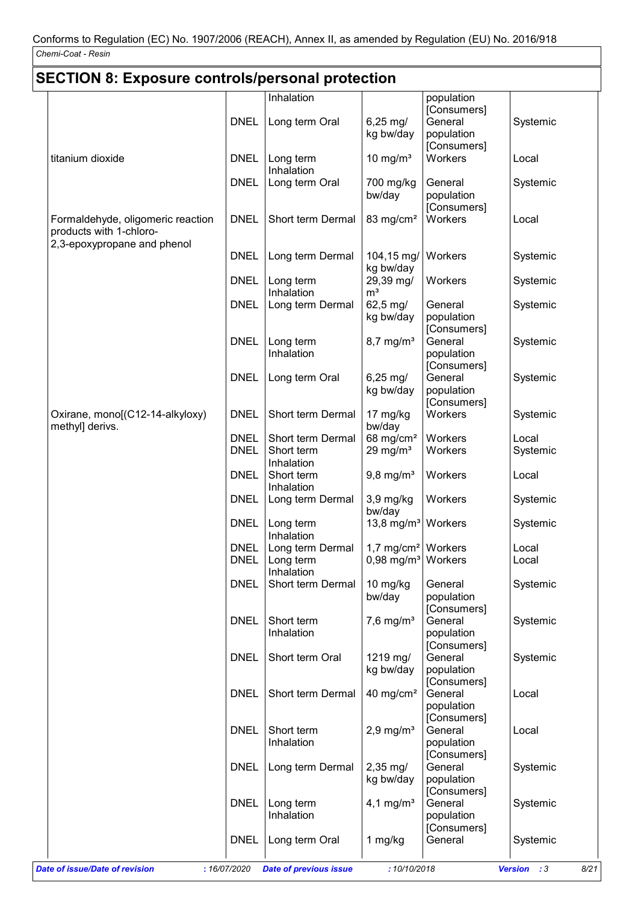## SECTION 8: Exposure controls/personal protection

| | | | | | |
|---|---|---|---|---|---|
| | | Inhalation | | population [Consumers] | |
| | DNEL | Long term Oral | 6,25 mg/kg bw/day | General population [Consumers] | Systemic |
| titanium dioxide | DNEL | Long term Inhalation | 10 mg/m³ | Workers | Local |
| | DNEL | Long term Oral | 700 mg/kg bw/day | General population [Consumers] | Systemic |
| Formaldehyde, oligomeric reaction products with 1-chloro-2,3-epoxypropane and phenol | DNEL | Short term Dermal | 83 mg/cm² | Workers | Local |
| | DNEL | Long term Dermal | 104,15 mg/kg bw/day | Workers | Systemic |
| | DNEL | Long term Inhalation | 29,39 mg/m³ | Workers | Systemic |
| | DNEL | Long term Dermal | 62,5 mg/kg bw/day | General population [Consumers] | Systemic |
| | DNEL | Long term Inhalation | 8,7 mg/m³ | General population [Consumers] | Systemic |
| | DNEL | Long term Oral | 6,25 mg/kg bw/day | General population [Consumers] | Systemic |
| Oxirane, mono[(C12-14-alkyloxy) methyl] derivs. | DNEL | Short term Dermal | 17 mg/kg bw/day | Workers | Systemic |
| | DNEL | Short term Dermal | 68 mg/cm² | Workers | Local |
| | DNEL | Short term Inhalation | 29 mg/m³ | Workers | Systemic |
| | DNEL | Short term Inhalation | 9,8 mg/m³ | Workers | Local |
| | DNEL | Long term Dermal | 3,9 mg/kg bw/day | Workers | Systemic |
| | DNEL | Long term Inhalation | 13,8 mg/m³ | Workers | Systemic |
| | DNEL | Long term Dermal | 1,7 mg/cm² | Workers | Local |
| | DNEL | Long term Inhalation | 0,98 mg/m³ | Workers | Local |
| | DNEL | Short term Dermal | 10 mg/kg bw/day | General population [Consumers] | Systemic |
| | DNEL | Short term Inhalation | 7,6 mg/m³ | General population [Consumers] | Systemic |
| | DNEL | Short term Oral | 1219 mg/kg bw/day | General population [Consumers] | Systemic |
| | DNEL | Short term Dermal | 40 mg/cm² | General population [Consumers] | Local |
| | DNEL | Short term Inhalation | 2,9 mg/m³ | General population [Consumers] | Local |
| | DNEL | Long term Dermal | 2,35 mg/kg bw/day | General population [Consumers] | Systemic |
| | DNEL | Long term Inhalation | 4,1 mg/m³ | General population [Consumers] | Systemic |
| | DNEL | Long term Oral | 1 mg/kg | General | Systemic |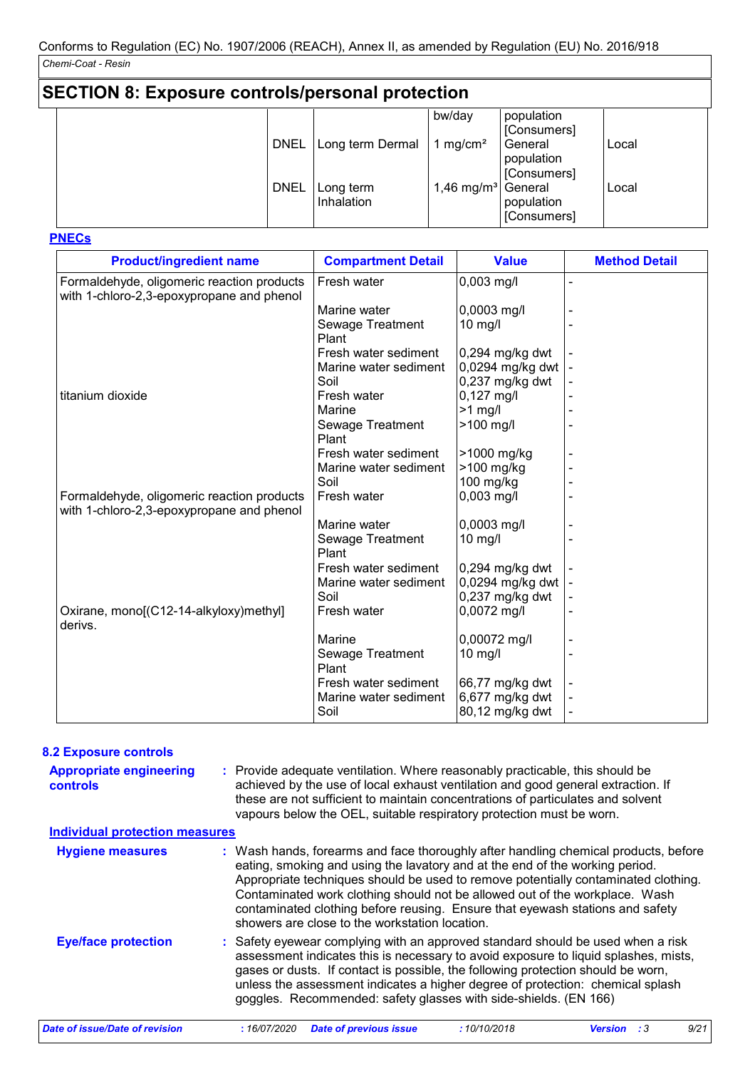Conforms to Regulation (EC) No. 1907/2006 (REACH), Annex II, as amended by Regulation (EU) No. 2016/918

*Chemi-Coat - Resin*

## SECTION 8: Exposure controls/personal protection

| | | | | | |
|---|---|---|---|---|---|
| | | | bw/day | population [Consumers] | |
| | DNEL | Long term Dermal | 1 mg/cm² | General population [Consumers] | Local |
| | DNEL | Long term Inhalation | 1,46 mg/m³ | General population [Consumers] | Local |

**PNECs**

| Product/ingredient name | Compartment Detail | Value | Method Detail |
|---|---|---|---|
| Formaldehyde, oligomeric reaction products with 1-chloro-2,3-epoxypropane and phenol | Fresh water | 0,003 mg/l | - |
| | Marine water | 0,0003 mg/l | - |
| | Sewage Treatment Plant | 10 mg/l | - |
| | Fresh water sediment | 0,294 mg/kg dwt | - |
| | Marine water sediment | 0,0294 mg/kg dwt | - |
| | Soil | 0,237 mg/kg dwt | - |
| titanium dioxide | Fresh water | 0,127 mg/l | - |
| | Marine | >1 mg/l | - |
| | Sewage Treatment Plant | >100 mg/l | - |
| | Fresh water sediment | >1000 mg/kg | - |
| | Marine water sediment | >100 mg/kg | - |
| | Soil | 100 mg/kg | - |
| Formaldehyde, oligomeric reaction products with 1-chloro-2,3-epoxypropane and phenol | Fresh water | 0,003 mg/l | - |
| | Marine water | 0,0003 mg/l | - |
| | Sewage Treatment Plant | 10 mg/l | - |
| | Fresh water sediment | 0,294 mg/kg dwt | - |
| | Marine water sediment | 0,0294 mg/kg dwt | - |
| | Soil | 0,237 mg/kg dwt | - |
| Oxirane, mono[(C12-14-alkyloxy)methyl] derivs. | Fresh water | 0,0072 mg/l | - |
| | Marine | 0,00072 mg/l | - |
| | Sewage Treatment Plant | 10 mg/l | - |
| | Fresh water sediment | 66,77 mg/kg dwt | - |
| | Marine water sediment | 6,677 mg/kg dwt | - |
| | Soil | 80,12 mg/kg dwt | - |

### 8.2 Exposure controls

**Appropriate engineering controls** : Provide adequate ventilation. Where reasonably practicable, this should be achieved by the use of local exhaust ventilation and good general extraction. If these are not sufficient to maintain concentrations of particulates and solvent vapours below the OEL, suitable respiratory protection must be worn.

**Individual protection measures**

**Hygiene measures** : Wash hands, forearms and face thoroughly after handling chemical products, before eating, smoking and using the lavatory and at the end of the working period. Appropriate techniques should be used to remove potentially contaminated clothing. Contaminated work clothing should not be allowed out of the workplace. Wash contaminated clothing before reusing. Ensure that eyewash stations and safety showers are close to the workstation location.

**Eye/face protection** : Safety eyewear complying with an approved standard should be used when a risk assessment indicates this is necessary to avoid exposure to liquid splashes, mists, gases or dusts. If contact is possible, the following protection should be worn, unless the assessment indicates a higher degree of protection: chemical splash goggles. Recommended: safety glasses with side-shields. (EN 166)

*Date of issue/Date of revision* : 16/07/2020 *Date of previous issue* : 10/10/2018 *Version* : 3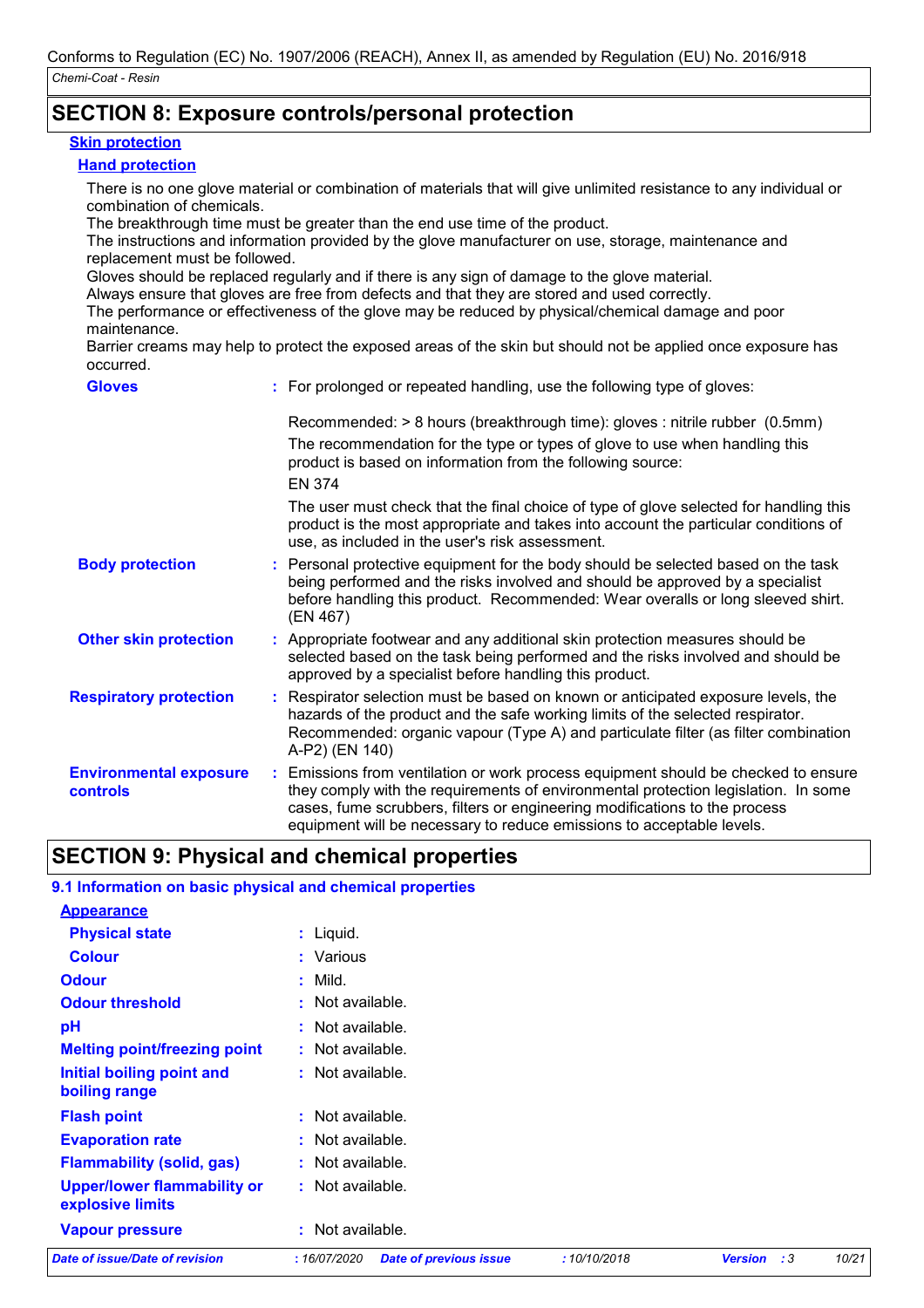## SECTION 8: Exposure controls/personal protection

**Skin protection**

**Hand protection**

There is no one glove material or combination of materials that will give unlimited resistance to any individual or combination of chemicals.
The breakthrough time must be greater than the end use time of the product.
The instructions and information provided by the glove manufacturer on use, storage, maintenance and replacement must be followed.
Gloves should be replaced regularly and if there is any sign of damage to the glove material.
Always ensure that gloves are free from defects and that they are stored and used correctly.
The performance or effectiveness of the glove may be reduced by physical/chemical damage and poor maintenance.
Barrier creams may help to protect the exposed areas of the skin but should not be applied once exposure has occurred.

**Gloves** : For prolonged or repeated handling, use the following type of gloves:

Recommended: > 8 hours (breakthrough time): gloves : nitrile rubber (0.5mm)

The recommendation for the type or types of glove to use when handling this product is based on information from the following source:

EN 374

The user must check that the final choice of type of glove selected for handling this product is the most appropriate and takes into account the particular conditions of use, as included in the user's risk assessment.

**Body protection** : Personal protective equipment for the body should be selected based on the task being performed and the risks involved and should be approved by a specialist before handling this product. Recommended: Wear overalls or long sleeved shirt. (EN 467)

**Other skin protection** : Appropriate footwear and any additional skin protection measures should be selected based on the task being performed and the risks involved and should be approved by a specialist before handling this product.

**Respiratory protection** : Respirator selection must be based on known or anticipated exposure levels, the hazards of the product and the safe working limits of the selected respirator. Recommended: organic vapour (Type A) and particulate filter (as filter combination A-P2) (EN 140)

**Environmental exposure controls** : Emissions from ventilation or work process equipment should be checked to ensure they comply with the requirements of environmental protection legislation. In some cases, fume scrubbers, filters or engineering modifications to the process equipment will be necessary to reduce emissions to acceptable levels.

## SECTION 9: Physical and chemical properties

### 9.1 Information on basic physical and chemical properties

**Appearance**

| | |
|---|---|
| **Physical state** | : Liquid. |
| **Colour** | : Various |
| **Odour** | : Mild. |
| **Odour threshold** | : Not available. |
| **pH** | : Not available. |
| **Melting point/freezing point** | : Not available. |
| **Initial boiling point and boiling range** | : Not available. |
| **Flash point** | : Not available. |
| **Evaporation rate** | : Not available. |
| **Flammability (solid, gas)** | : Not available. |
| **Upper/lower flammability or explosive limits** | : Not available. |
| **Vapour pressure** | : Not available. |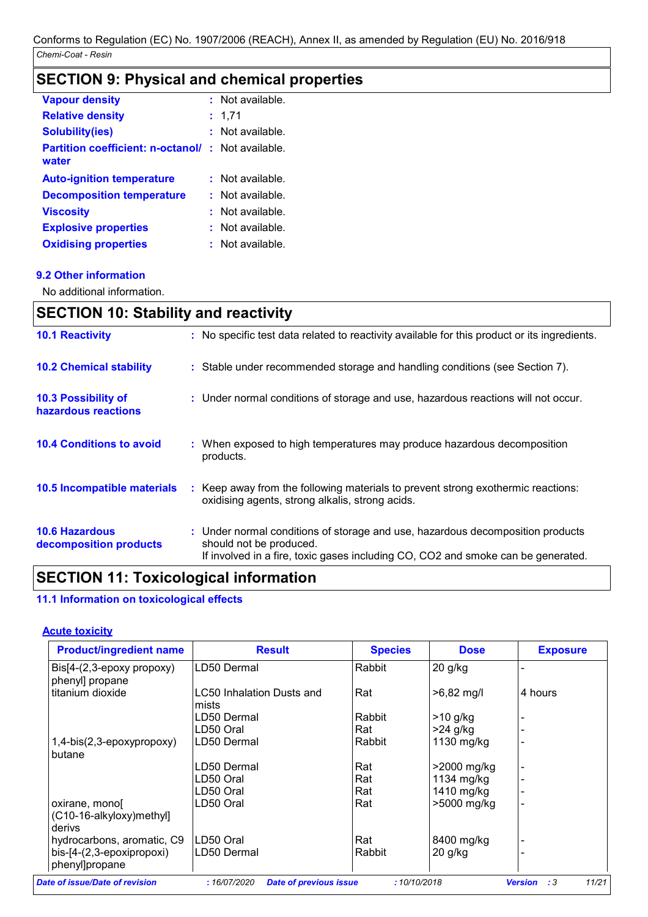## SECTION 9: Physical and chemical properties

| | |
|---|---|
| **Vapour density** | : Not available. |
| **Relative density** | : 1,71 |
| **Solubility(ies)** | : Not available. |
| **Partition coefficient: n-octanol/ water** | : Not available. |
| **Auto-ignition temperature** | : Not available. |
| **Decomposition temperature** | : Not available. |
| **Viscosity** | : Not available. |
| **Explosive properties** | : Not available. |
| **Oxidising properties** | : Not available. |

### 9.2 Other information

No additional information.

## SECTION 10: Stability and reactivity

| | |
|---|---|
| **10.1 Reactivity** | : No specific test data related to reactivity available for this product or its ingredients. |
| **10.2 Chemical stability** | : Stable under recommended storage and handling conditions (see Section 7). |
| **10.3 Possibility of hazardous reactions** | : Under normal conditions of storage and use, hazardous reactions will not occur. |
| **10.4 Conditions to avoid** | : When exposed to high temperatures may produce hazardous decomposition products. |
| **10.5 Incompatible materials** | : Keep away from the following materials to prevent strong exothermic reactions: oxidising agents, strong alkalis, strong acids. |
| **10.6 Hazardous decomposition products** | : Under normal conditions of storage and use, hazardous decomposition products should not be produced. If involved in a fire, toxic gases including CO, CO2 and smoke can be generated. |

## SECTION 11: Toxicological information

### 11.1 Information on toxicological effects

**Acute toxicity**

| Product/ingredient name | Result | Species | Dose | Exposure |
|---|---|---|---|---|
| Bis[4-(2,3-epoxy propoxy) phenyl] propane | LD50 Dermal | Rabbit | 20 g/kg | - |
| titanium dioxide | LC50 Inhalation Dusts and mists | Rat | >6,82 mg/l | 4 hours |
| | LD50 Dermal | Rabbit | >10 g/kg | - |
| | LD50 Oral | Rat | >24 g/kg | - |
| 1,4-bis(2,3-epoxypropoxy) butane | LD50 Dermal | Rabbit | 1130 mg/kg | - |
| | LD50 Dermal | Rat | >2000 mg/kg | - |
| | LD50 Oral | Rat | 1134 mg/kg | - |
| | LD50 Oral | Rat | 1410 mg/kg | - |
| oxirane, mono[ (C10-16-alkyloxy)methyl] derivs | LD50 Oral | Rat | >5000 mg/kg | - |
| hydrocarbons, aromatic, C9 | LD50 Oral | Rat | 8400 mg/kg | - |
| bis-[4-(2,3-epoxipropoxi) phenyl]propane | LD50 Dermal | Rabbit | 20 g/kg | - |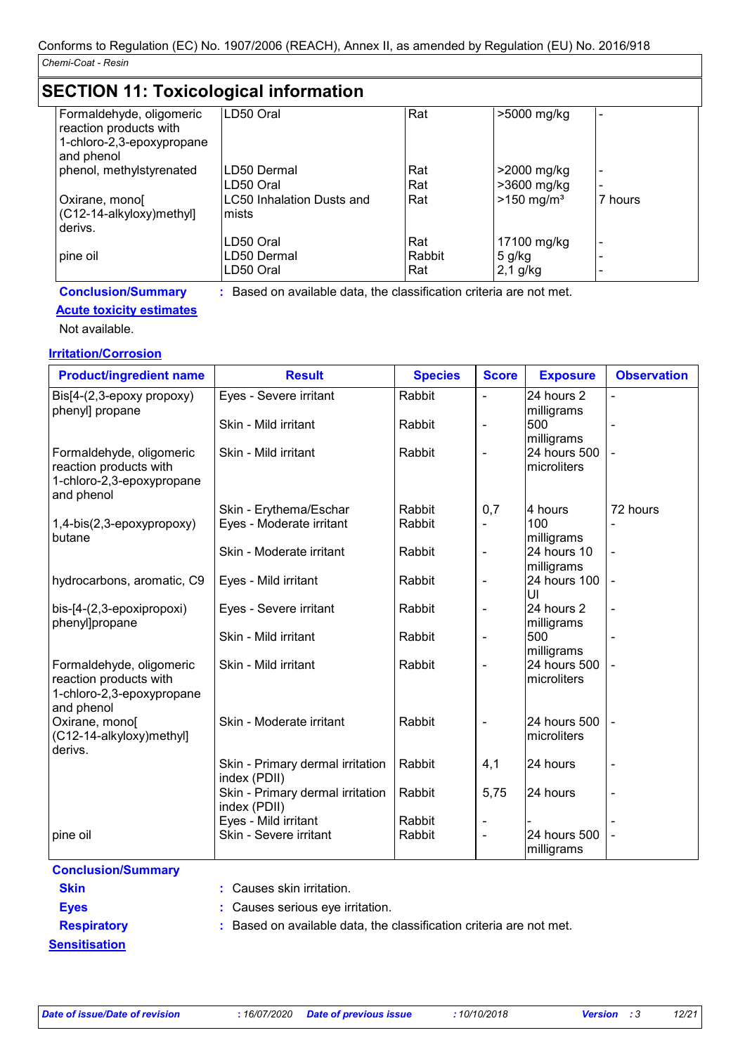Conforms to Regulation (EC) No. 1907/2006 (REACH), Annex II, as amended by Regulation (EU) No. 2016/918

*Chemi-Coat - Resin*

## SECTION 11: Toxicological information

| | | | | |
|---|---|---|---|---|
| Formaldehyde, oligomeric reaction products with 1-chloro-2,3-epoxypropane and phenol | LD50 Oral | Rat | >5000 mg/kg | - |
| phenol, methylstyrenated | LD50 Dermal | Rat | >2000 mg/kg | - |
| | LD50 Oral | Rat | >3600 mg/kg | - |
| Oxirane, mono[ (C12-14-alkyloxy)methyl] derivs. | LC50 Inhalation Dusts and mists | Rat | >150 mg/m³ | 7 hours |
| | LD50 Oral | Rat | 17100 mg/kg | - |
| pine oil | LD50 Dermal | Rabbit | 5 g/kg | - |
| | LD50 Oral | Rat | 2,1 g/kg | - |

**Conclusion/Summary** : Based on available data, the classification criteria are not met.

**Acute toxicity estimates**

Not available.

**Irritation/Corrosion**

| Product/ingredient name | Result | Species | Score | Exposure | Observation |
|---|---|---|---|---|---|
| Bis[4-(2,3-epoxy propoxy) phenyl] propane | Eyes - Severe irritant | Rabbit | - | 24 hours 2 milligrams | - |
| | Skin - Mild irritant | Rabbit | - | 500 milligrams | - |
| Formaldehyde, oligomeric reaction products with 1-chloro-2,3-epoxypropane and phenol | Skin - Mild irritant | Rabbit | - | 24 hours 500 microliters | - |
| | Skin - Erythema/Eschar | Rabbit | 0,7 | 4 hours | 72 hours |
| 1,4-bis(2,3-epoxypropoxy) butane | Eyes - Moderate irritant | Rabbit | - | 100 milligrams | - |
| | Skin - Moderate irritant | Rabbit | - | 24 hours 10 milligrams | - |
| hydrocarbons, aromatic, C9 | Eyes - Mild irritant | Rabbit | - | 24 hours 100 Ul | - |
| bis-[4-(2,3-epoxipropoxi) phenyl]propane | Eyes - Severe irritant | Rabbit | - | 24 hours 2 milligrams | - |
| | Skin - Mild irritant | Rabbit | - | 500 milligrams | - |
| Formaldehyde, oligomeric reaction products with 1-chloro-2,3-epoxypropane and phenol | Skin - Mild irritant | Rabbit | - | 24 hours 500 microliters | - |
| Oxirane, mono[ (C12-14-alkyloxy)methyl] derivs. | Skin - Moderate irritant | Rabbit | - | 24 hours 500 microliters | - |
| | Skin - Primary dermal irritation index (PDII) | Rabbit | 4,1 | 24 hours | - |
| | Skin - Primary dermal irritation index (PDII) | Rabbit | 5,75 | 24 hours | - |
| | Eyes - Mild irritant | Rabbit | - | - | - |
| pine oil | Skin - Severe irritant | Rabbit | - | 24 hours 500 milligrams | - |

**Conclusion/Summary**

**Skin** : Causes skin irritation.

**Eyes** : Causes serious eye irritation.

**Respiratory** : Based on available data, the classification criteria are not met.

**Sensitisation**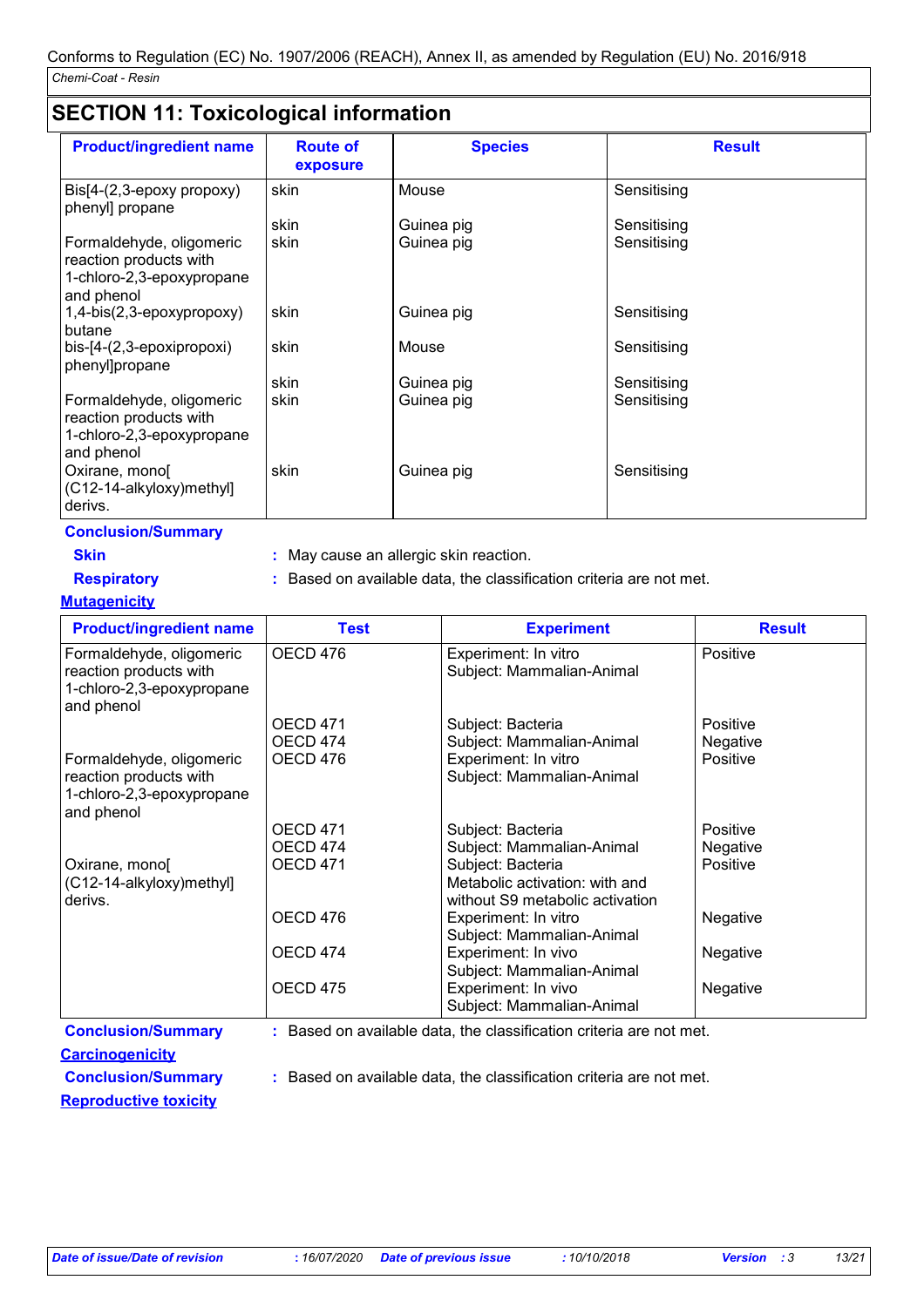## SECTION 11: Toxicological information

| Product/ingredient name | Route of exposure | Species | Result |
|---|---|---|---|
| Bis[4-(2,3-epoxy propoxy) phenyl] propane | skin | Mouse | Sensitising |
| | skin | Guinea pig | Sensitising |
| Formaldehyde, oligomeric reaction products with 1-chloro-2,3-epoxypropane and phenol | skin | Guinea pig | Sensitising |
| 1,4-bis(2,3-epoxypropoxy) butane | skin | Guinea pig | Sensitising |
| bis-[4-(2,3-epoxipropoxi) phenyl]propane | skin | Mouse | Sensitising |
| | skin | Guinea pig | Sensitising |
| Formaldehyde, oligomeric reaction products with 1-chloro-2,3-epoxypropane and phenol | skin | Guinea pig | Sensitising |
| Oxirane, mono[ (C12-14-alkyloxy)methyl] derivs. | skin | Guinea pig | Sensitising |

**Conclusion/Summary**

**Skin** : May cause an allergic skin reaction.

**Respiratory** : Based on available data, the classification criteria are not met.

**Mutagenicity**

| Product/ingredient name | Test | Experiment | Result |
|---|---|---|---|
| Formaldehyde, oligomeric reaction products with 1-chloro-2,3-epoxypropane and phenol | OECD 476 | Experiment: In vitro<br>Subject: Mammalian-Animal | Positive |
| | OECD 471 | Subject: Bacteria | Positive |
| | OECD 474 | Subject: Mammalian-Animal | Negative |
| Formaldehyde, oligomeric reaction products with 1-chloro-2,3-epoxypropane and phenol | OECD 476 | Experiment: In vitro<br>Subject: Mammalian-Animal | Positive |
| | OECD 471 | Subject: Bacteria | Positive |
| | OECD 474 | Subject: Mammalian-Animal | Negative |
| Oxirane, mono[ (C12-14-alkyloxy)methyl] derivs. | OECD 471 | Subject: Bacteria<br>Metabolic activation: with and without S9 metabolic activation | Positive |
| | OECD 476 | Experiment: In vitro<br>Subject: Mammalian-Animal | Negative |
| | OECD 474 | Experiment: In vivo<br>Subject: Mammalian-Animal | Negative |
| | OECD 475 | Experiment: In vivo<br>Subject: Mammalian-Animal | Negative |

**Conclusion/Summary** : Based on available data, the classification criteria are not met.

**Carcinogenicity**

**Conclusion/Summary** : Based on available data, the classification criteria are not met.

**Reproductive toxicity**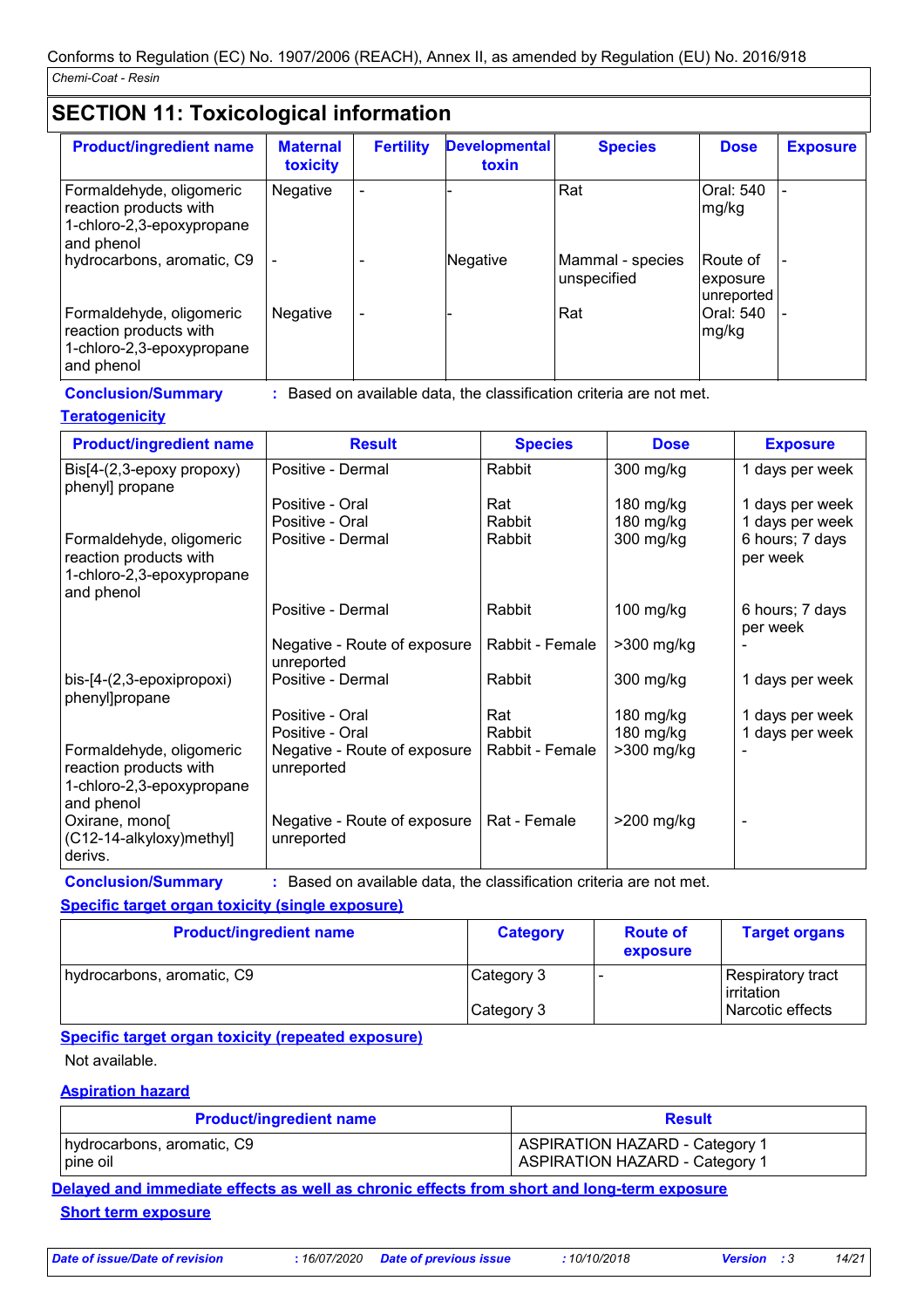## SECTION 11: Toxicological information

| Product/ingredient name | Maternal toxicity | Fertility | Developmental toxin | Species | Dose | Exposure |
|---|---|---|---|---|---|---|
| Formaldehyde, oligomeric reaction products with 1-chloro-2,3-epoxypropane and phenol | Negative | - | - | Rat | Oral: 540 mg/kg | - |
| hydrocarbons, aromatic, C9 | - | - | Negative | Mammal - species unspecified | Route of exposure unreported | - |
| Formaldehyde, oligomeric reaction products with 1-chloro-2,3-epoxypropane and phenol | Negative | - | - | Rat | Oral: 540 mg/kg | - |

**Conclusion/Summary** : Based on available data, the classification criteria are not met.

**Teratogenicity**

| Product/ingredient name | Result | Species | Dose | Exposure |
|---|---|---|---|---|
| Bis[4-(2,3-epoxy propoxy) phenyl] propane | Positive - Dermal | Rabbit | 300 mg/kg | 1 days per week |
| | Positive - Oral | Rat | 180 mg/kg | 1 days per week |
| | Positive - Oral | Rabbit | 180 mg/kg | 1 days per week |
| Formaldehyde, oligomeric reaction products with 1-chloro-2,3-epoxypropane and phenol | Positive - Dermal | Rabbit | 300 mg/kg | 6 hours; 7 days per week |
| | Positive - Dermal | Rabbit | 100 mg/kg | 6 hours; 7 days per week |
| | Negative - Route of exposure unreported | Rabbit - Female | >300 mg/kg | - |
| bis-[4-(2,3-epoxipropoxi) phenyl]propane | Positive - Dermal | Rabbit | 300 mg/kg | 1 days per week |
| | Positive - Oral | Rat | 180 mg/kg | 1 days per week |
| | Positive - Oral | Rabbit | 180 mg/kg | 1 days per week |
| Formaldehyde, oligomeric reaction products with 1-chloro-2,3-epoxypropane and phenol | Negative - Route of exposure unreported | Rabbit - Female | >300 mg/kg | - |
| Oxirane, mono[ (C12-14-alkyloxy)methyl] derivs. | Negative - Route of exposure unreported | Rat - Female | >200 mg/kg | - |

**Conclusion/Summary** : Based on available data, the classification criteria are not met.

**Specific target organ toxicity (single exposure)**

| Product/ingredient name | Category | Route of exposure | Target organs |
|---|---|---|---|
| hydrocarbons, aromatic, C9 | Category 3 | - | Respiratory tract irritation |
| | Category 3 | | Narcotic effects |

**Specific target organ toxicity (repeated exposure)**

Not available.

**Aspiration hazard**

| Product/ingredient name | Result |
|---|---|
| hydrocarbons, aromatic, C9 | ASPIRATION HAZARD - Category 1 |
| pine oil | ASPIRATION HAZARD - Category 1 |

**Delayed and immediate effects as well as chronic effects from short and long-term exposure**

**Short term exposure**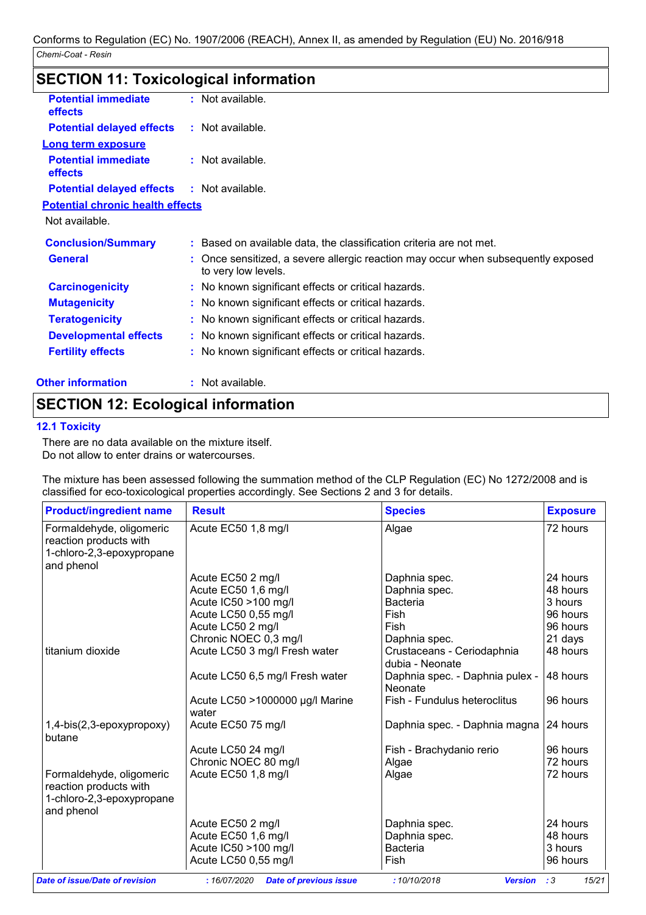## SECTION 11: Toxicological information

**Potential immediate effects** : Not available.

**Potential delayed effects** : Not available.

**Long term exposure**

**Potential immediate effects** : Not available.

**Potential delayed effects** : Not available.

**Potential chronic health effects**

Not available.

**Conclusion/Summary** : Based on available data, the classification criteria are not met.

**General** : Once sensitized, a severe allergic reaction may occur when subsequently exposed to very low levels.

**Carcinogenicity** : No known significant effects or critical hazards.

**Mutagenicity** : No known significant effects or critical hazards.

**Teratogenicity** : No known significant effects or critical hazards.

**Developmental effects** : No known significant effects or critical hazards.

**Fertility effects** : No known significant effects or critical hazards.

**Other information** : Not available.

## SECTION 12: Ecological information

### 12.1 Toxicity

There are no data available on the mixture itself.
Do not allow to enter drains or watercourses.

The mixture has been assessed following the summation method of the CLP Regulation (EC) No 1272/2008 and is classified for eco-toxicological properties accordingly. See Sections 2 and 3 for details.

| Product/ingredient name | Result | Species | Exposure |
|---|---|---|---|
| Formaldehyde, oligomeric reaction products with 1-chloro-2,3-epoxypropane and phenol | Acute EC50 1,8 mg/l | Algae | 72 hours |
| | Acute EC50 2 mg/l | Daphnia spec. | 24 hours |
| | Acute EC50 1,6 mg/l | Daphnia spec. | 48 hours |
| | Acute IC50 >100 mg/l | Bacteria | 3 hours |
| | Acute LC50 0,55 mg/l | Fish | 96 hours |
| | Acute LC50 2 mg/l | Fish | 96 hours |
| | Chronic NOEC 0,3 mg/l | Daphnia spec. | 21 days |
| titanium dioxide | Acute LC50 3 mg/l Fresh water | Crustaceans - Ceriodaphnia dubia - Neonate | 48 hours |
| | Acute LC50 6,5 mg/l Fresh water | Daphnia spec. - Daphnia pulex - Neonate | 48 hours |
| | Acute LC50 >1000000 µg/l Marine water | Fish - Fundulus heteroclitus | 96 hours |
| 1,4-bis(2,3-epoxypropoxy) butane | Acute EC50 75 mg/l | Daphnia spec. - Daphnia magna | 24 hours |
| | Acute LC50 24 mg/l | Fish - Brachydanio rerio | 96 hours |
| | Chronic NOEC 80 mg/l | Algae | 72 hours |
| Formaldehyde, oligomeric reaction products with 1-chloro-2,3-epoxypropane and phenol | Acute EC50 1,8 mg/l | Algae | 72 hours |
| | Acute EC50 2 mg/l | Daphnia spec. | 24 hours |
| | Acute EC50 1,6 mg/l | Daphnia spec. | 48 hours |
| | Acute IC50 >100 mg/l | Bacteria | 3 hours |
| | Acute LC50 0,55 mg/l | Fish | 96 hours |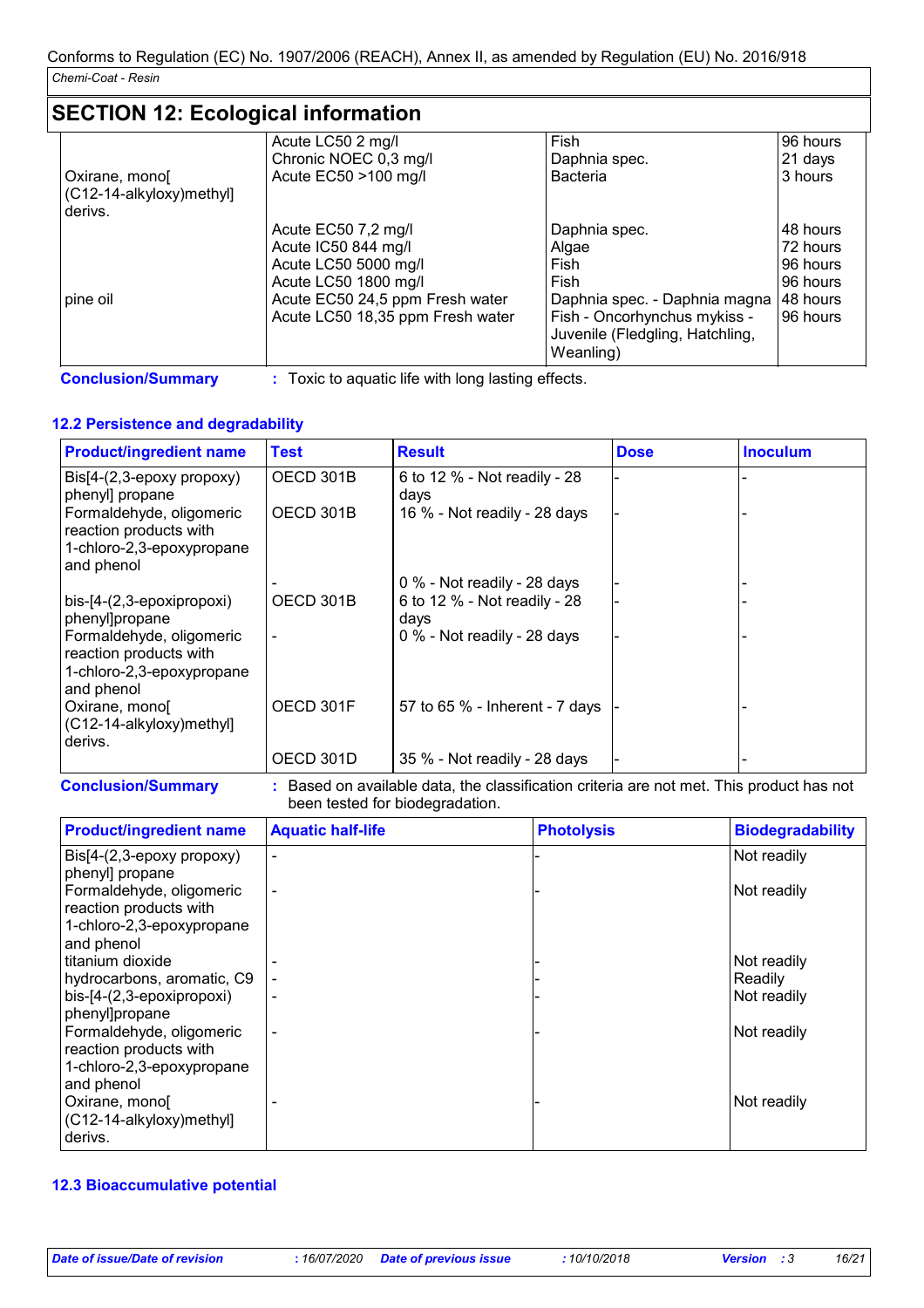## SECTION 12: Ecological information

| | | | |
|---|---|---|---|
| Oxirane, mono[ (C12-14-alkyloxy)methyl] derivs. | Acute LC50 2 mg/l | Fish | 96 hours |
| | Chronic NOEC 0,3 mg/l | Daphnia spec. | 21 days |
| | Acute EC50 >100 mg/l | Bacteria | 3 hours |
| pine oil | Acute EC50 7,2 mg/l | Daphnia spec. | 48 hours |
| | Acute IC50 844 mg/l | Algae | 72 hours |
| | Acute LC50 5000 mg/l | Fish | 96 hours |
| | Acute LC50 1800 mg/l | Fish | 96 hours |
| | Acute EC50 24,5 ppm Fresh water | Daphnia spec. - Daphnia magna | 48 hours |
| | Acute LC50 18,35 ppm Fresh water | Fish - Oncorhynchus mykiss - Juvenile (Fledgling, Hatchling, Weanling) | 96 hours |

**Conclusion/Summary** : Toxic to aquatic life with long lasting effects.

### 12.2 Persistence and degradability

| Product/ingredient name | Test | Result | Dose | Inoculum |
|---|---|---|---|---|
| Bis[4-(2,3-epoxy propoxy) phenyl] propane | OECD 301B | 6 to 12 % - Not readily - 28 days | - | - |
| Formaldehyde, oligomeric reaction products with 1-chloro-2,3-epoxypropane and phenol | OECD 301B | 16 % - Not readily - 28 days | - | - |
| | - | 0 % - Not readily - 28 days | - | - |
| bis-[4-(2,3-epoxipropoxi) phenyl]propane | OECD 301B | 6 to 12 % - Not readily - 28 days | - | - |
| Formaldehyde, oligomeric reaction products with 1-chloro-2,3-epoxypropane and phenol | - | 0 % - Not readily - 28 days | - | - |
| Oxirane, mono[ (C12-14-alkyloxy)methyl] derivs. | OECD 301F | 57 to 65 % - Inherent - 7 days | - | - |
| | OECD 301D | 35 % - Not readily - 28 days | - | - |

**Conclusion/Summary** : Based on available data, the classification criteria are not met. This product has not been tested for biodegradation.

| Product/ingredient name | Aquatic half-life | Photolysis | Biodegradability |
|---|---|---|---|
| Bis[4-(2,3-epoxy propoxy) phenyl] propane | - | - | Not readily |
| Formaldehyde, oligomeric reaction products with 1-chloro-2,3-epoxypropane and phenol | - | - | Not readily |
| titanium dioxide | - | - | Not readily |
| hydrocarbons, aromatic, C9 | - | - | Readily |
| bis-[4-(2,3-epoxipropoxi) phenyl]propane | - | - | Not readily |
| Formaldehyde, oligomeric reaction products with 1-chloro-2,3-epoxypropane and phenol | - | - | Not readily |
| Oxirane, mono[ (C12-14-alkyloxy)methyl] derivs. | - | - | Not readily |

### 12.3 Bioaccumulative potential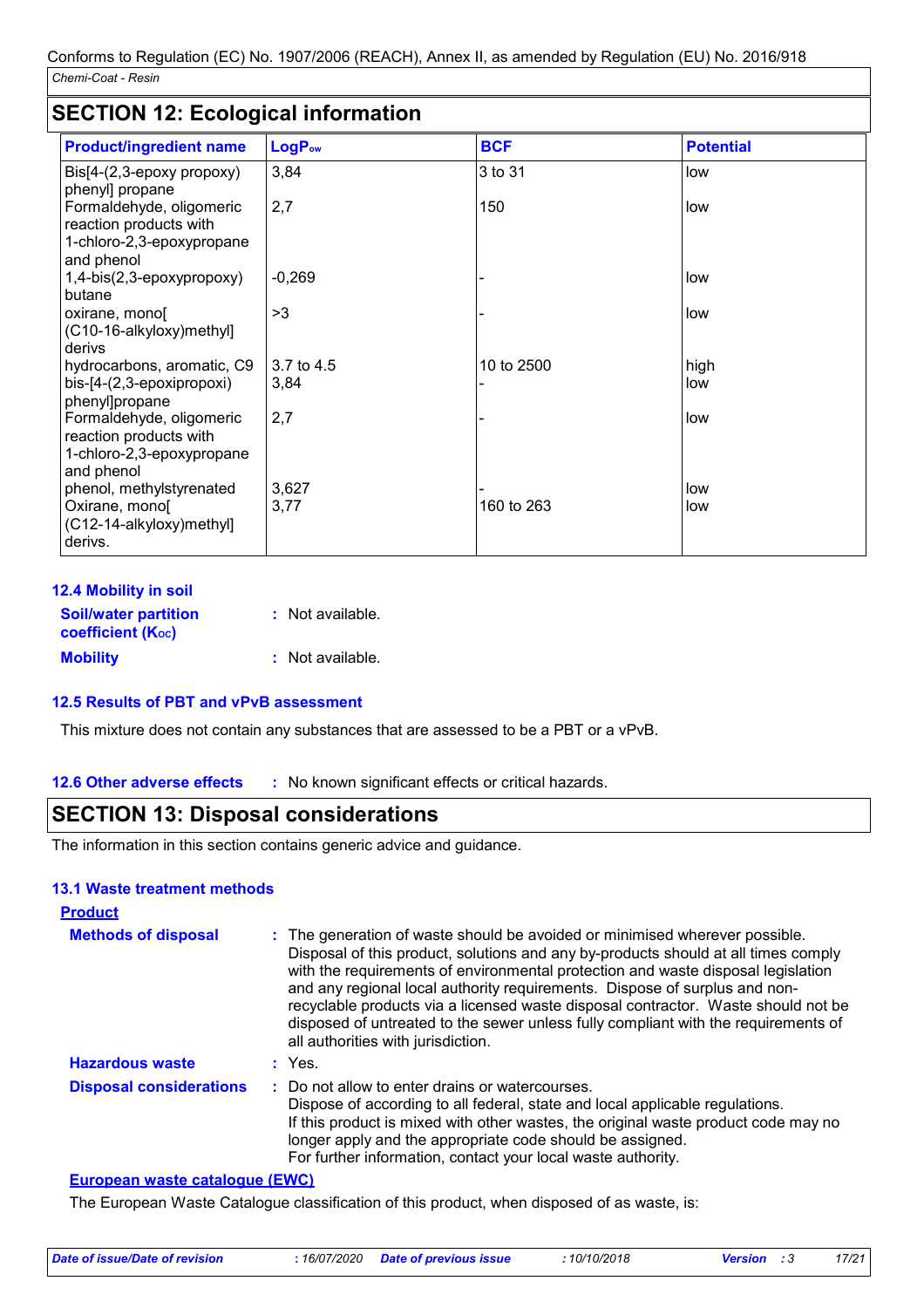## SECTION 12: Ecological information

| Product/ingredient name | $LogP_{ow}$ | BCF | Potential |
|---|---|---|---|
| Bis[4-(2,3-epoxy propoxy) phenyl] propane | 3,84 | 3 to 31 | low |
| Formaldehyde, oligomeric reaction products with 1-chloro-2,3-epoxypropane and phenol | 2,7 | 150 | low |
| 1,4-bis(2,3-epoxypropoxy) butane | -0,269 | - | low |
| oxirane, mono[(C10-16-alkyloxy)methyl] derivs | >3 | - | low |
| hydrocarbons, aromatic, C9 | 3.7 to 4.5 | 10 to 2500 | high |
| bis-[4-(2,3-epoxipropoxi) phenyl]propane | 3,84 | - | low |
| Formaldehyde, oligomeric reaction products with 1-chloro-2,3-epoxypropane and phenol | 2,7 | - | low |
| phenol, methylstyrenated | 3,627 | - | low |
| Oxirane, mono[(C12-14-alkyloxy)methyl] derivs. | 3,77 | 160 to 263 | low |

### 12.4 Mobility in soil

**Soil/water partition coefficient ($K_{OC}$)** : Not available.

**Mobility** : Not available.

### 12.5 Results of PBT and vPvB assessment

This mixture does not contain any substances that are assessed to be a PBT or a vPvB.

### 12.6 Other adverse effects

: No known significant effects or critical hazards.

## SECTION 13: Disposal considerations

The information in this section contains generic advice and guidance.

### 13.1 Waste treatment methods

**Product**

**Methods of disposal** : The generation of waste should be avoided or minimised wherever possible. Disposal of this product, solutions and any by-products should at all times comply with the requirements of environmental protection and waste disposal legislation and any regional local authority requirements. Dispose of surplus and non-recyclable products via a licensed waste disposal contractor. Waste should not be disposed of untreated to the sewer unless fully compliant with the requirements of all authorities with jurisdiction.

**Hazardous waste** : Yes.

**Disposal considerations** : Do not allow to enter drains or watercourses.
Dispose of according to all federal, state and local applicable regulations.
If this product is mixed with other wastes, the original waste product code may no longer apply and the appropriate code should be assigned.
For further information, contact your local waste authority.

**European waste catalogue (EWC)**

The European Waste Catalogue classification of this product, when disposed of as waste, is: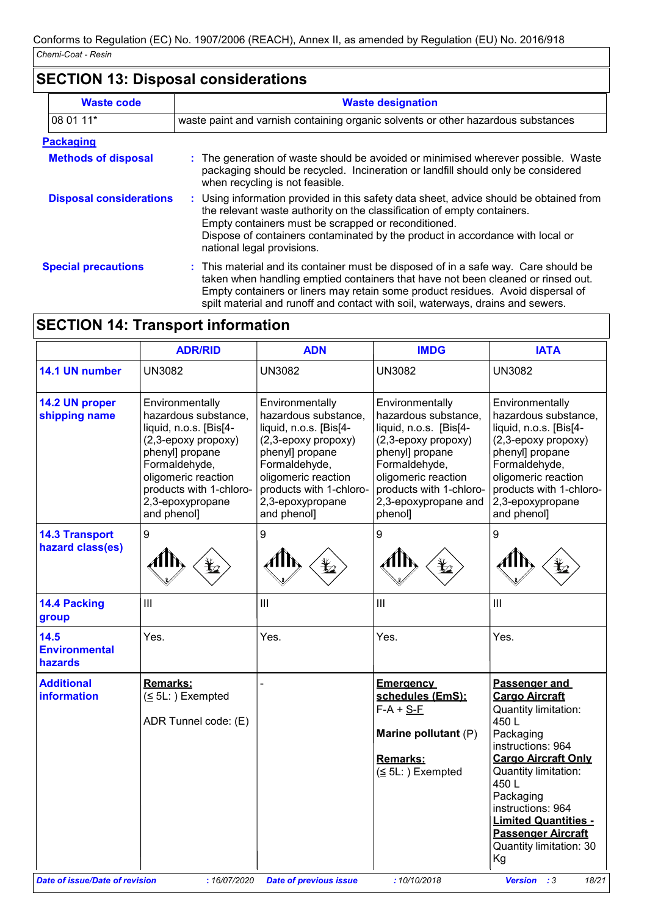## SECTION 13: Disposal considerations

| Waste code | Waste designation |
| --- | --- |
| 08 01 11* | waste paint and varnish containing organic solvents or other hazardous substances |

**Packaging**

**Methods of disposal** : The generation of waste should be avoided or minimised wherever possible. Waste packaging should be recycled. Incineration or landfill should only be considered when recycling is not feasible.

**Disposal considerations** : Using information provided in this safety data sheet, advice should be obtained from the relevant waste authority on the classification of empty containers.
Empty containers must be scrapped or reconditioned.
Dispose of containers contaminated by the product in accordance with local or national legal provisions.

**Special precautions** : This material and its container must be disposed of in a safe way. Care should be taken when handling emptied containers that have not been cleaned or rinsed out. Empty containers or liners may retain some product residues. Avoid dispersal of spilt material and runoff and contact with soil, waterways, drains and sewers.

## SECTION 14: Transport information

| | ADR/RID | ADN | IMDG | IATA |
| --- | --- | --- | --- | --- |
| **14.1 UN number** | UN3082 | UN3082 | UN3082 | UN3082 |
| **14.2 UN proper shipping name** | Environmentally hazardous substance, liquid, n.o.s. [Bis[4-(2,3-epoxy propoxy) phenyl] propane Formaldehyde, oligomeric reaction products with 1-chloro-2,3-epoxypropane and phenol] | Environmentally hazardous substance, liquid, n.o.s. [Bis[4-(2,3-epoxy propoxy) phenyl] propane Formaldehyde, oligomeric reaction products with 1-chloro-2,3-epoxypropane and phenol] | Environmentally hazardous substance, liquid, n.o.s. [Bis[4-(2,3-epoxy propoxy) phenyl] propane Formaldehyde, oligomeric reaction products with 1-chloro-2,3-epoxypropane and phenol] | Environmentally hazardous substance, liquid, n.o.s. [Bis[4-(2,3-epoxy propoxy) phenyl] propane Formaldehyde, oligomeric reaction products with 1-chloro-2,3-epoxypropane and phenol] |
| **14.3 Transport hazard class(es)** | 9 | 9 | 9 | 9 |
| **14.4 Packing group** | III | III | III | III |
| **14.5 Environmental hazards** | Yes. | Yes. | Yes. | Yes. |
| **Additional information** | **Remarks:** (≤ 5L: ) Exempted<br><br>ADR Tunnel code: (E) | - | **Emergency schedules (EmS):** F-A + S-F<br><br>**Marine pollutant** (P)<br><br>**Remarks:** (≤ 5L: ) Exempted | **Passenger and Cargo Aircraft** Quantity limitation: 450 L Packaging instructions: 964<br>**Cargo Aircraft Only** Quantity limitation: 450 L Packaging instructions: 964<br>**Limited Quantities - Passenger Aircraft** Quantity limitation: 30 Kg |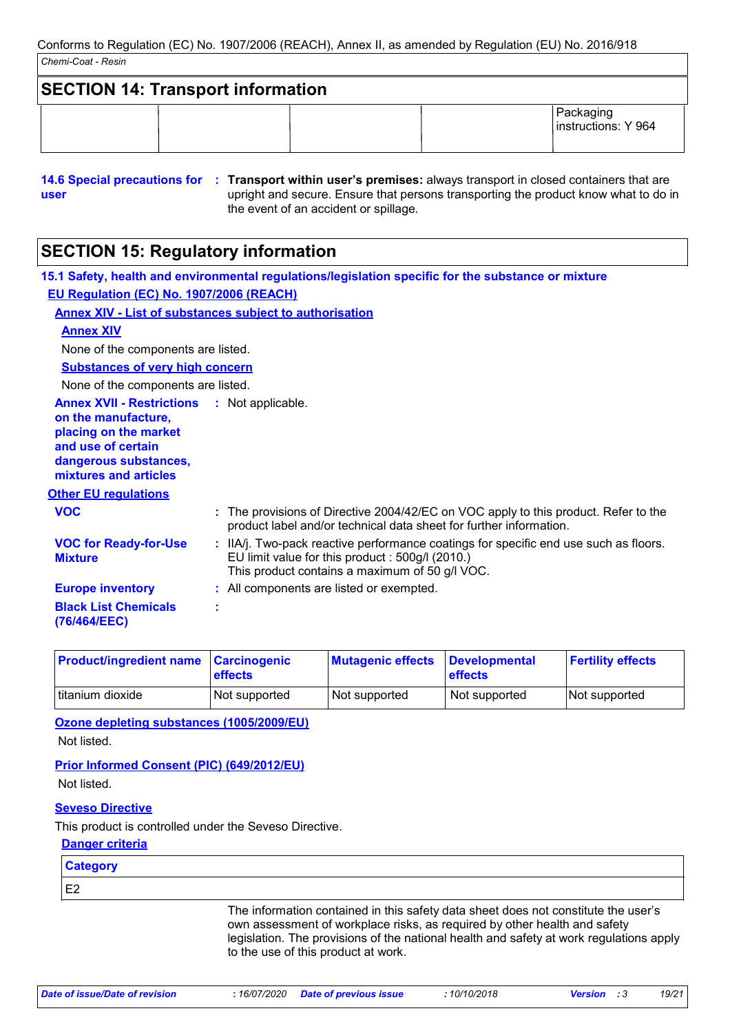## SECTION 14: Transport information

| | | | | |
|---|---|---|---|---|
| | | | | Packaging instructions: Y 964 |

**14.6 Special precautions for user** : **Transport within user's premises:** always transport in closed containers that are upright and secure. Ensure that persons transporting the product know what to do in the event of an accident or spillage.

## SECTION 15: Regulatory information

### 15.1 Safety, health and environmental regulations/legislation specific for the substance or mixture

**EU Regulation (EC) No. 1907/2006 (REACH)**

**Annex XIV - List of substances subject to authorisation**

**Annex XIV**

None of the components are listed.

**Substances of very high concern**

None of the components are listed.

**Annex XVII - Restrictions on the manufacture, placing on the market and use of certain dangerous substances, mixtures and articles** : Not applicable.

**Other EU regulations**

**VOC** : The provisions of Directive 2004/42/EC on VOC apply to this product. Refer to the product label and/or technical data sheet for further information.

**VOC for Ready-for-Use Mixture** : IIA/j. Two-pack reactive performance coatings for specific end use such as floors. EU limit value for this product : 500g/l (2010.)
This product contains a maximum of 50 g/l VOC.

**Europe inventory** : All components are listed or exempted.

**Black List Chemicals (76/464/EEC)** :

| Product/ingredient name | Carcinogenic effects | Mutagenic effects | Developmental effects | Fertility effects |
|---|---|---|---|---|
| titanium dioxide | Not supported | Not supported | Not supported | Not supported |

**Ozone depleting substances (1005/2009/EU)**

Not listed.

**Prior Informed Consent (PIC) (649/2012/EU)**

Not listed.

**Seveso Directive**

This product is controlled under the Seveso Directive.

**Danger criteria**

| Category |
|---|
| E2 |

The information contained in this safety data sheet does not constitute the user's own assessment of workplace risks, as required by other health and safety legislation. The provisions of the national health and safety at work regulations apply to the use of this product at work.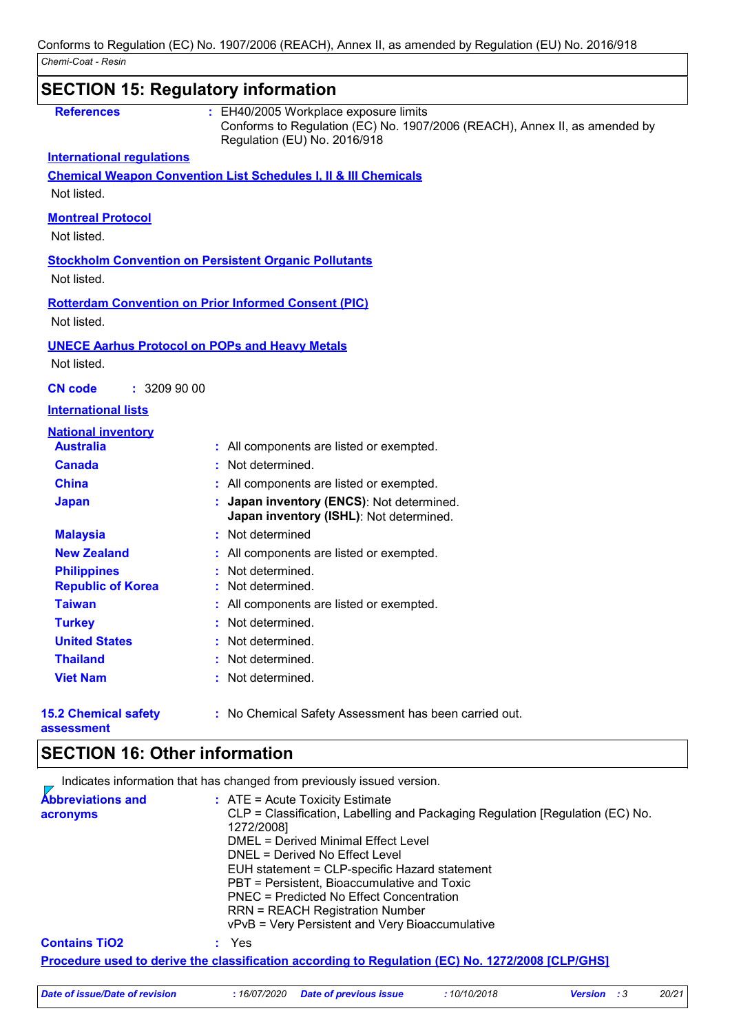## SECTION 15: Regulatory information

**References** : EH40/2005 Workplace exposure limits
Conforms to Regulation (EC) No. 1907/2006 (REACH), Annex II, as amended by Regulation (EU) No. 2016/918

**International regulations**

**Chemical Weapon Convention List Schedules I, II & III Chemicals**

Not listed.

**Montreal Protocol**

Not listed.

**Stockholm Convention on Persistent Organic Pollutants**

Not listed.

**Rotterdam Convention on Prior Informed Consent (PIC)**

Not listed.

**UNECE Aarhus Protocol on POPs and Heavy Metals**

Not listed.

**CN code** : 3209 90 00

**International lists**

**National inventory**

| | |
|---|---|
| **Australia** | : All components are listed or exempted. |
| **Canada** | : Not determined. |
| **China** | : All components are listed or exempted. |
| **Japan** | : **Japan inventory (ENCS)**: Not determined.<br>**Japan inventory (ISHL)**: Not determined. |
| **Malaysia** | : Not determined |
| **New Zealand** | : All components are listed or exempted. |
| **Philippines** | : Not determined. |
| **Republic of Korea** | : Not determined. |
| **Taiwan** | : All components are listed or exempted. |
| **Turkey** | : Not determined. |
| **United States** | : Not determined. |
| **Thailand** | : Not determined. |
| **Viet Nam** | : Not determined. |

**15.2 Chemical safety assessment** : No Chemical Safety Assessment has been carried out.

## SECTION 16: Other information

Indicates information that has changed from previously issued version.

**Abbreviations and acronyms** :
ATE = Acute Toxicity Estimate
CLP = Classification, Labelling and Packaging Regulation [Regulation (EC) No. 1272/2008]
DMEL = Derived Minimal Effect Level
DNEL = Derived No Effect Level
EUH statement = CLP-specific Hazard statement
PBT = Persistent, Bioaccumulative and Toxic
PNEC = Predicted No Effect Concentration
RRN = REACH Registration Number
vPvB = Very Persistent and Very Bioaccumulative

**Contains TiO2** : Yes

**Procedure used to derive the classification according to Regulation (EC) No. 1272/2008 [CLP/GHS]**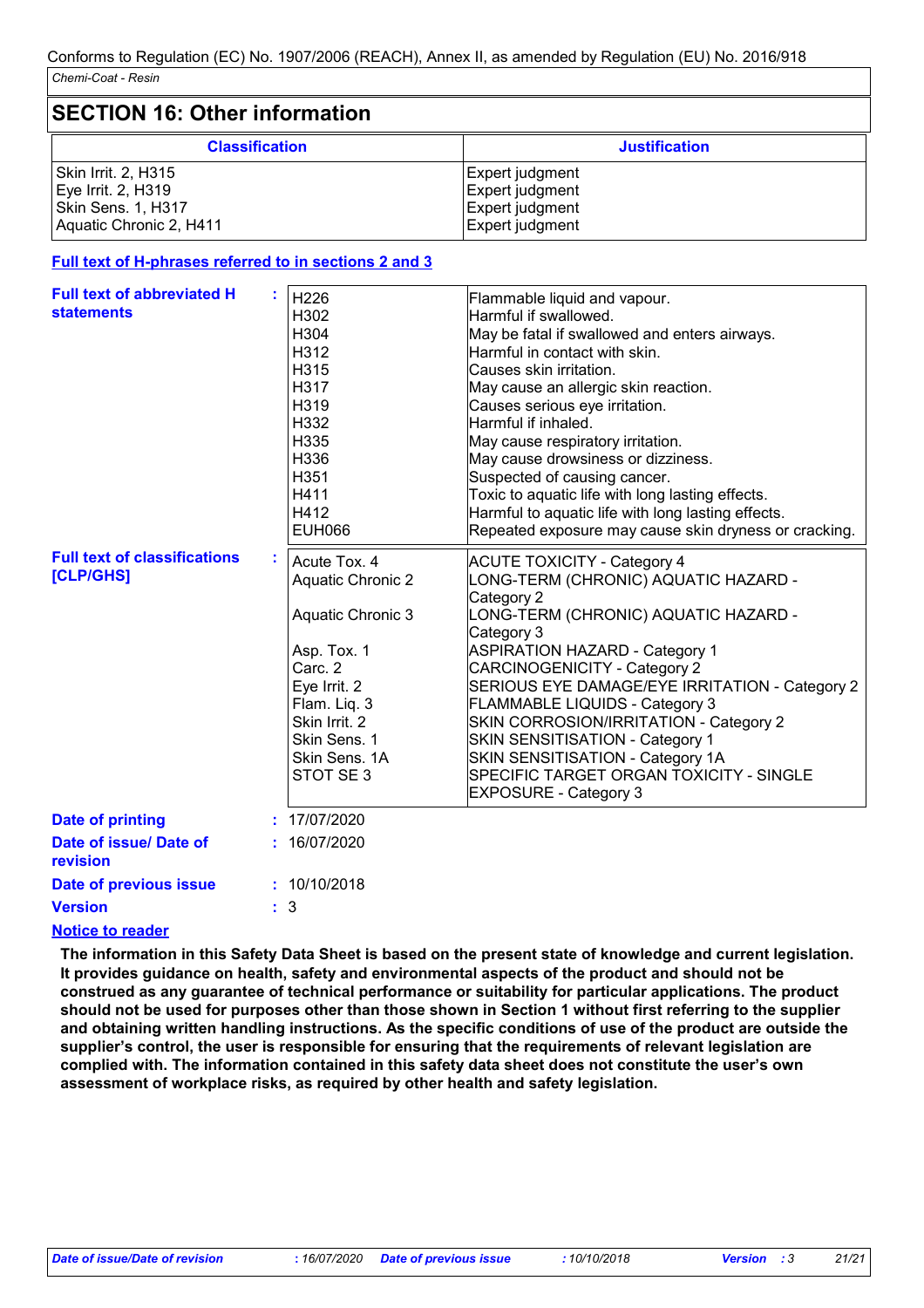## SECTION 16: Other information

| Classification | Justification |
|---|---|
| Skin Irrit. 2, H315 | Expert judgment |
| Eye Irrit. 2, H319 | Expert judgment |
| Skin Sens. 1, H317 | Expert judgment |
| Aquatic Chronic 2, H411 | Expert judgment |

**Full text of H-phrases referred to in sections 2 and 3**

**Full text of abbreviated H statements** :

| | |
|---|---|
| H226 | Flammable liquid and vapour. |
| H302 | Harmful if swallowed. |
| H304 | May be fatal if swallowed and enters airways. |
| H312 | Harmful in contact with skin. |
| H315 | Causes skin irritation. |
| H317 | May cause an allergic skin reaction. |
| H319 | Causes serious eye irritation. |
| H332 | Harmful if inhaled. |
| H335 | May cause respiratory irritation. |
| H336 | May cause drowsiness or dizziness. |
| H351 | Suspected of causing cancer. |
| H411 | Toxic to aquatic life with long lasting effects. |
| H412 | Harmful to aquatic life with long lasting effects. |
| EUH066 | Repeated exposure may cause skin dryness or cracking. |

**Full text of classifications [CLP/GHS]** :

| | |
|---|---|
| Acute Tox. 4 | ACUTE TOXICITY - Category 4 |
| Aquatic Chronic 2 | LONG-TERM (CHRONIC) AQUATIC HAZARD - Category 2 |
| Aquatic Chronic 3 | LONG-TERM (CHRONIC) AQUATIC HAZARD - Category 3 |
| Asp. Tox. 1 | ASPIRATION HAZARD - Category 1 |
| Carc. 2 | CARCINOGENICITY - Category 2 |
| Eye Irrit. 2 | SERIOUS EYE DAMAGE/EYE IRRITATION - Category 2 |
| Flam. Liq. 3 | FLAMMABLE LIQUIDS - Category 3 |
| Skin Irrit. 2 | SKIN CORROSION/IRRITATION - Category 2 |
| Skin Sens. 1 | SKIN SENSITISATION - Category 1 |
| Skin Sens. 1A | SKIN SENSITISATION - Category 1A |
| STOT SE 3 | SPECIFIC TARGET ORGAN TOXICITY - SINGLE EXPOSURE - Category 3 |

**Date of printing** : 17/07/2020

**Date of issue/ Date of revision** : 16/07/2020

**Date of previous issue** : 10/10/2018

**Version** : 3

**Notice to reader**

**The information in this Safety Data Sheet is based on the present state of knowledge and current legislation. It provides guidance on health, safety and environmental aspects of the product and should not be construed as any guarantee of technical performance or suitability for particular applications. The product should not be used for purposes other than those shown in Section 1 without first referring to the supplier and obtaining written handling instructions. As the specific conditions of use of the product are outside the supplier's control, the user is responsible for ensuring that the requirements of relevant legislation are complied with. The information contained in this safety data sheet does not constitute the user's own assessment of workplace risks, as required by other health and safety legislation.**